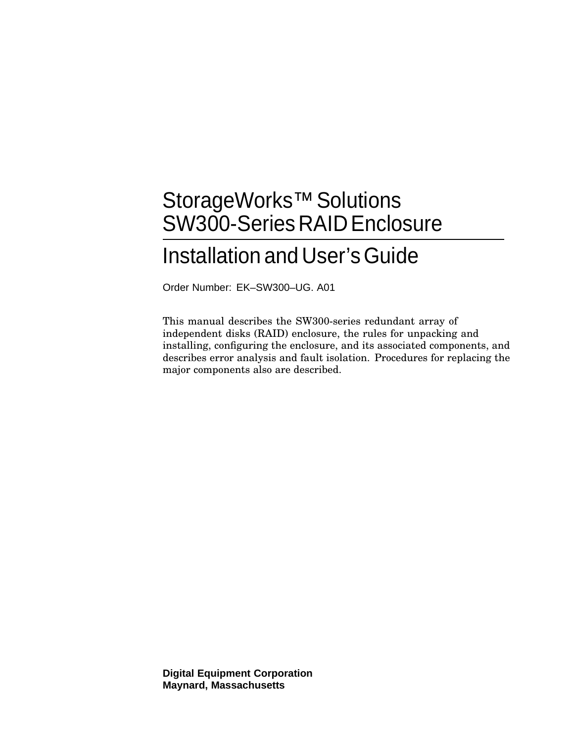# StorageWorks™ Solutions SW300-Series RAID Enclosure

## Installation and User's Guide

Order Number: EK–SW300–UG. A01

This manual describes the SW300-series redundant array of independent disks (RAID) enclosure, the rules for unpacking and installing, configuring the enclosure, and its associated components, and describes error analysis and fault isolation. Procedures for replacing the major components also are described.

**Digital Equipment Corporation**
**Maynard, Massachusetts**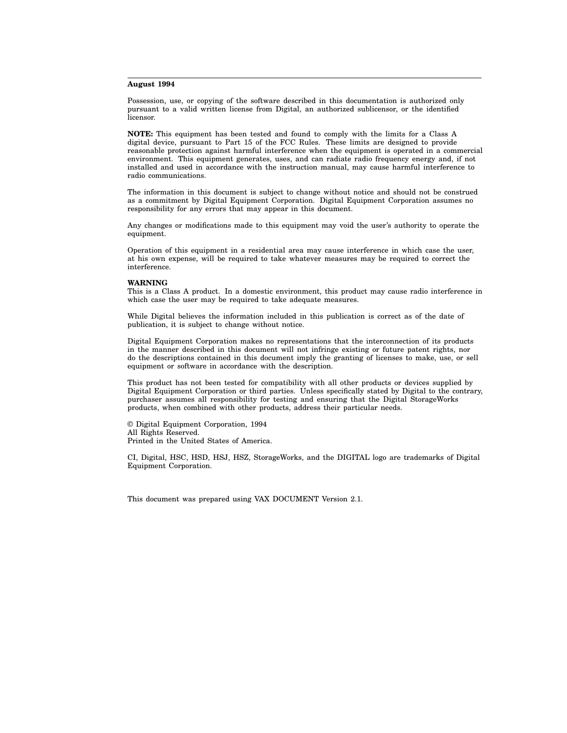**August 1994**

Possession, use, or copying of the software described in this documentation is authorized only pursuant to a valid written license from Digital, an authorized sublicensor, or the identified licensor.

**NOTE:** This equipment has been tested and found to comply with the limits for a Class A digital device, pursuant to Part 15 of the FCC Rules. These limits are designed to provide reasonable protection against harmful interference when the equipment is operated in a commercial environment. This equipment generates, uses, and can radiate radio frequency energy and, if not installed and used in accordance with the instruction manual, may cause harmful interference to radio communications.

The information in this document is subject to change without notice and should not be construed as a commitment by Digital Equipment Corporation. Digital Equipment Corporation assumes no responsibility for any errors that may appear in this document.

Any changes or modifications made to this equipment may void the user's authority to operate the equipment.

Operation of this equipment in a residential area may cause interference in which case the user, at his own expense, will be required to take whatever measures may be required to correct the interference.

**WARNING**
This is a Class A product. In a domestic environment, this product may cause radio interference in which case the user may be required to take adequate measures.

While Digital believes the information included in this publication is correct as of the date of publication, it is subject to change without notice.

Digital Equipment Corporation makes no representations that the interconnection of its products in the manner described in this document will not infringe existing or future patent rights, nor do the descriptions contained in this document imply the granting of licenses to make, use, or sell equipment or software in accordance with the description.

This product has not been tested for compatibility with all other products or devices supplied by Digital Equipment Corporation or third parties. Unless specifically stated by Digital to the contrary, purchaser assumes all responsibility for testing and ensuring that the Digital StorageWorks products, when combined with other products, address their particular needs.

© Digital Equipment Corporation, 1994
All Rights Reserved.
Printed in the United States of America.

CI, Digital, HSC, HSD, HSJ, HSZ, StorageWorks, and the DIGITAL logo are trademarks of Digital Equipment Corporation.

This document was prepared using VAX DOCUMENT Version 2.1.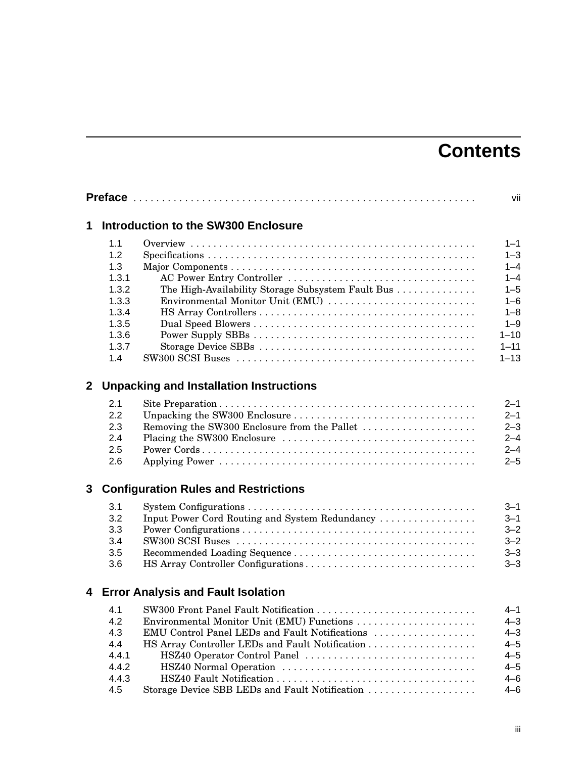# Contents

**Preface** . . . . . . . . . . . . . . . . . . . . . . . . . . . . . . . . . . . . . . . . . . . . . . . . . . . . . . . . . vii

## 1 Introduction to the SW300 Enclosure

| | | |
|---|---|---|
| 1.1 | Overview | 1–1 |
| 1.2 | Specifications | 1–3 |
| 1.3 | Major Components | 1–4 |
| 1.3.1 | AC Power Entry Controller | 1–4 |
| 1.3.2 | The High-Availability Storage Subsystem Fault Bus | 1–5 |
| 1.3.3 | Environmental Monitor Unit (EMU) | 1–6 |
| 1.3.4 | HS Array Controllers | 1–8 |
| 1.3.5 | Dual Speed Blowers | 1–9 |
| 1.3.6 | Power Supply SBBs | 1–10 |
| 1.3.7 | Storage Device SBBs | 1–11 |
| 1.4 | SW300 SCSI Buses | 1–13 |

## 2 Unpacking and Installation Instructions

| | | |
|---|---|---|
| 2.1 | Site Preparation | 2–1 |
| 2.2 | Unpacking the SW300 Enclosure | 2–1 |
| 2.3 | Removing the SW300 Enclosure from the Pallet | 2–3 |
| 2.4 | Placing the SW300 Enclosure | 2–4 |
| 2.5 | Power Cords | 2–4 |
| 2.6 | Applying Power | 2–5 |

## 3 Configuration Rules and Restrictions

| | | |
|---|---|---|
| 3.1 | System Configurations | 3–1 |
| 3.2 | Input Power Cord Routing and System Redundancy | 3–1 |
| 3.3 | Power Configurations | 3–2 |
| 3.4 | SW300 SCSI Buses | 3–2 |
| 3.5 | Recommended Loading Sequence | 3–3 |
| 3.6 | HS Array Controller Configurations | 3–3 |

## 4 Error Analysis and Fault Isolation

| | | |
|---|---|---|
| 4.1 | SW300 Front Panel Fault Notification | 4–1 |
| 4.2 | Environmental Monitor Unit (EMU) Functions | 4–3 |
| 4.3 | EMU Control Panel LEDs and Fault Notifications | 4–3 |
| 4.4 | HS Array Controller LEDs and Fault Notification | 4–5 |
| 4.4.1 | HSZ40 Operator Control Panel | 4–5 |
| 4.4.2 | HSZ40 Normal Operation | 4–5 |
| 4.4.3 | HSZ40 Fault Notification | 4–6 |
| 4.5 | Storage Device SBB LEDs and Fault Notification | 4–6 |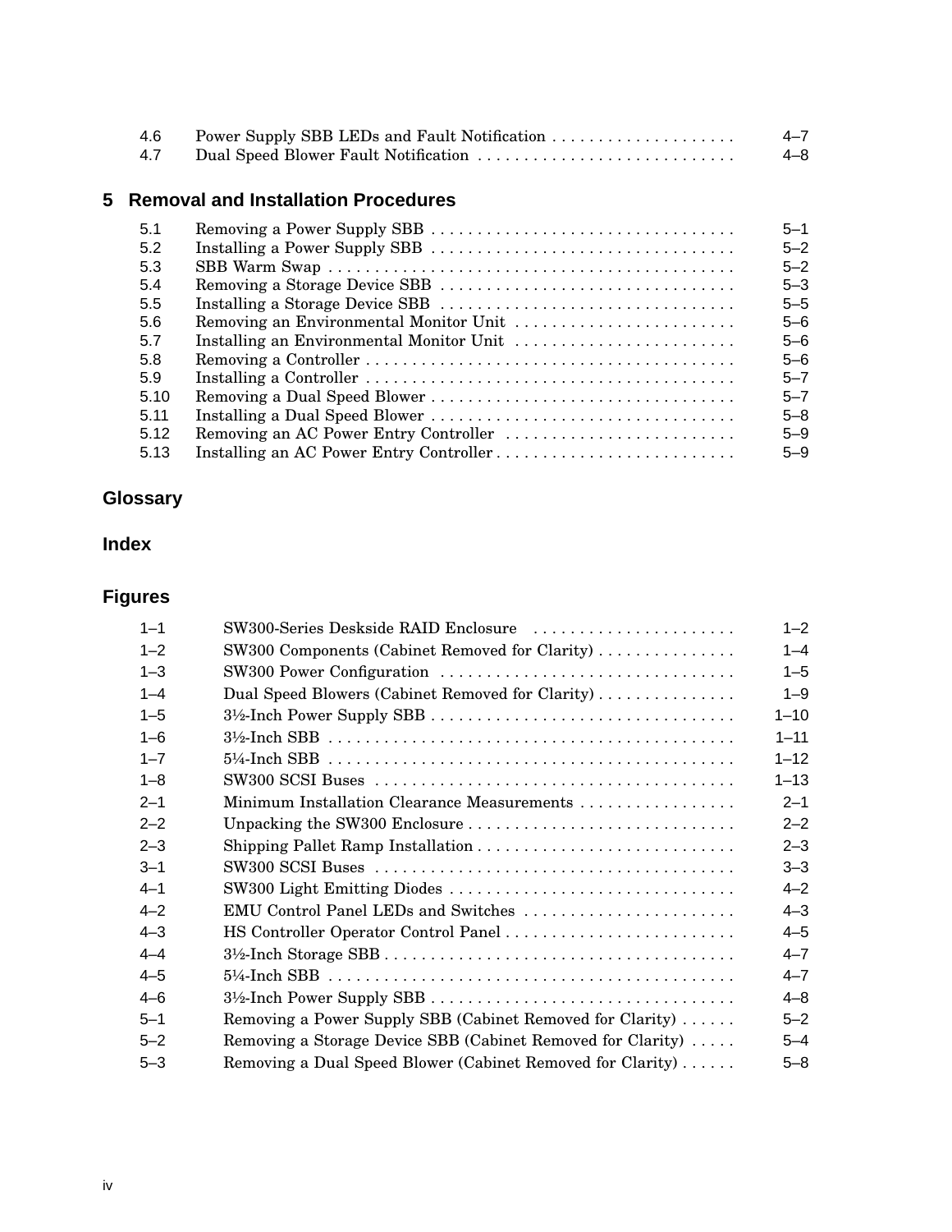| | | |
|---|---|---|
| 4.6 | Power Supply SBB LEDs and Fault Notification | 4–7 |
| 4.7 | Dual Speed Blower Fault Notification | 4–8 |

## 5 Removal and Installation Procedures

| | | |
|---|---|---|
| 5.1 | Removing a Power Supply SBB | 5–1 |
| 5.2 | Installing a Power Supply SBB | 5–2 |
| 5.3 | SBB Warm Swap | 5–2 |
| 5.4 | Removing a Storage Device SBB | 5–3 |
| 5.5 | Installing a Storage Device SBB | 5–5 |
| 5.6 | Removing an Environmental Monitor Unit | 5–6 |
| 5.7 | Installing an Environmental Monitor Unit | 5–6 |
| 5.8 | Removing a Controller | 5–6 |
| 5.9 | Installing a Controller | 5–7 |
| 5.10 | Removing a Dual Speed Blower | 5–7 |
| 5.11 | Installing a Dual Speed Blower | 5–8 |
| 5.12 | Removing an AC Power Entry Controller | 5–9 |
| 5.13 | Installing an AC Power Entry Controller | 5–9 |

## Glossary

## Index

## Figures

| | | |
|---|---|---|
| 1–1 | SW300-Series Deskside RAID Enclosure | 1–2 |
| 1–2 | SW300 Components (Cabinet Removed for Clarity) | 1–4 |
| 1–3 | SW300 Power Configuration | 1–5 |
| 1–4 | Dual Speed Blowers (Cabinet Removed for Clarity) | 1–9 |
| 1–5 | 3½-Inch Power Supply SBB | 1–10 |
| 1–6 | 3½-Inch SBB | 1–11 |
| 1–7 | 5¼-Inch SBB | 1–12 |
| 1–8 | SW300 SCSI Buses | 1–13 |
| 2–1 | Minimum Installation Clearance Measurements | 2–1 |
| 2–2 | Unpacking the SW300 Enclosure | 2–2 |
| 2–3 | Shipping Pallet Ramp Installation | 2–3 |
| 3–1 | SW300 SCSI Buses | 3–3 |
| 4–1 | SW300 Light Emitting Diodes | 4–2 |
| 4–2 | EMU Control Panel LEDs and Switches | 4–3 |
| 4–3 | HS Controller Operator Control Panel | 4–5 |
| 4–4 | 3½-Inch Storage SBB | 4–7 |
| 4–5 | 5¼-Inch SBB | 4–7 |
| 4–6 | 3½-Inch Power Supply SBB | 4–8 |
| 5–1 | Removing a Power Supply SBB (Cabinet Removed for Clarity) | 5–2 |
| 5–2 | Removing a Storage Device SBB (Cabinet Removed for Clarity) | 5–4 |
| 5–3 | Removing a Dual Speed Blower (Cabinet Removed for Clarity) | 5–8 |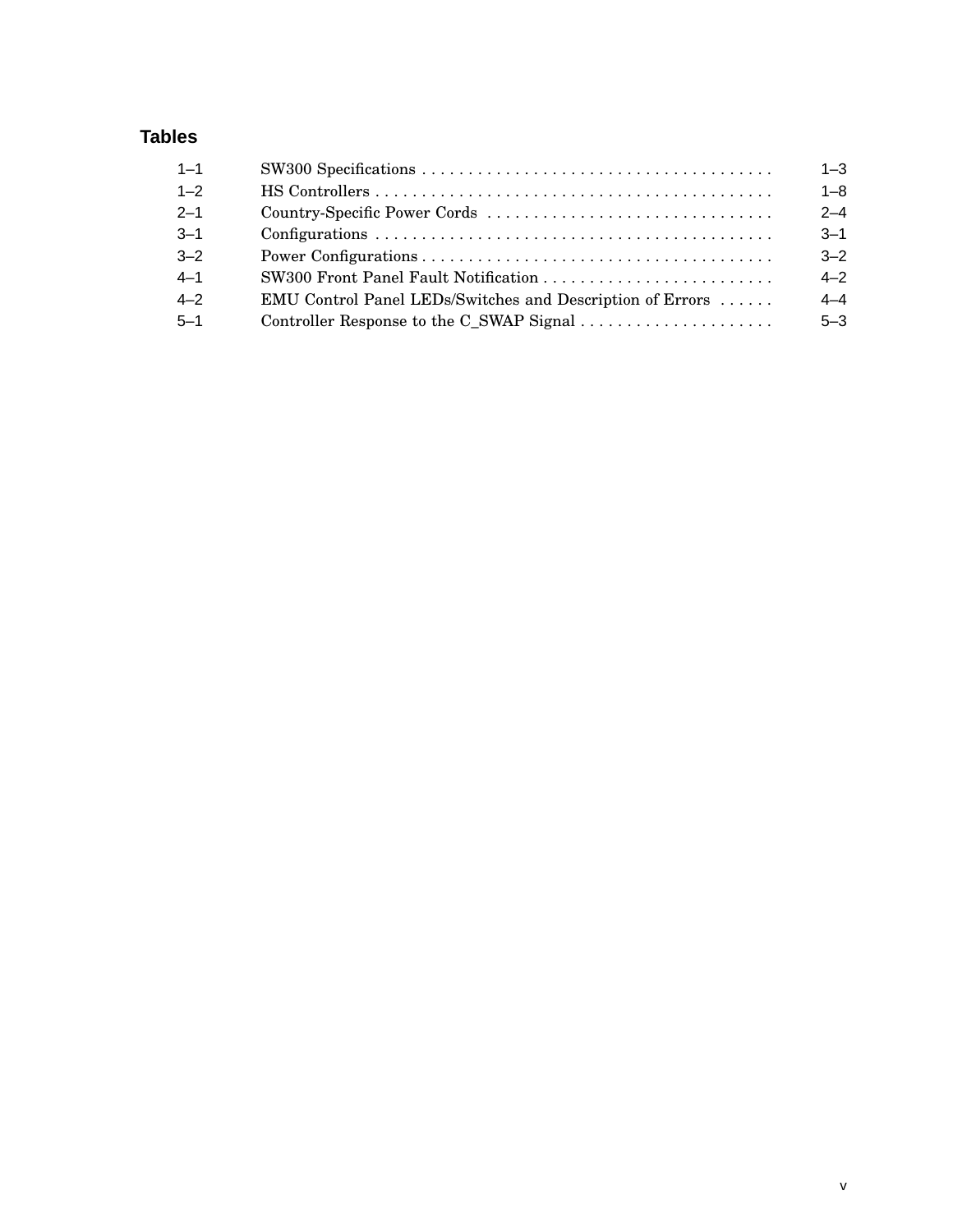## Tables

| | | |
|---|---|---|
| 1–1 | SW300 Specifications | 1–3 |
| 1–2 | HS Controllers | 1–8 |
| 2–1 | Country-Specific Power Cords | 2–4 |
| 3–1 | Configurations | 3–1 |
| 3–2 | Power Configurations | 3–2 |
| 4–1 | SW300 Front Panel Fault Notification | 4–2 |
| 4–2 | EMU Control Panel LEDs/Switches and Description of Errors | 4–4 |
| 5–1 | Controller Response to the C_SWAP Signal | 5–3 |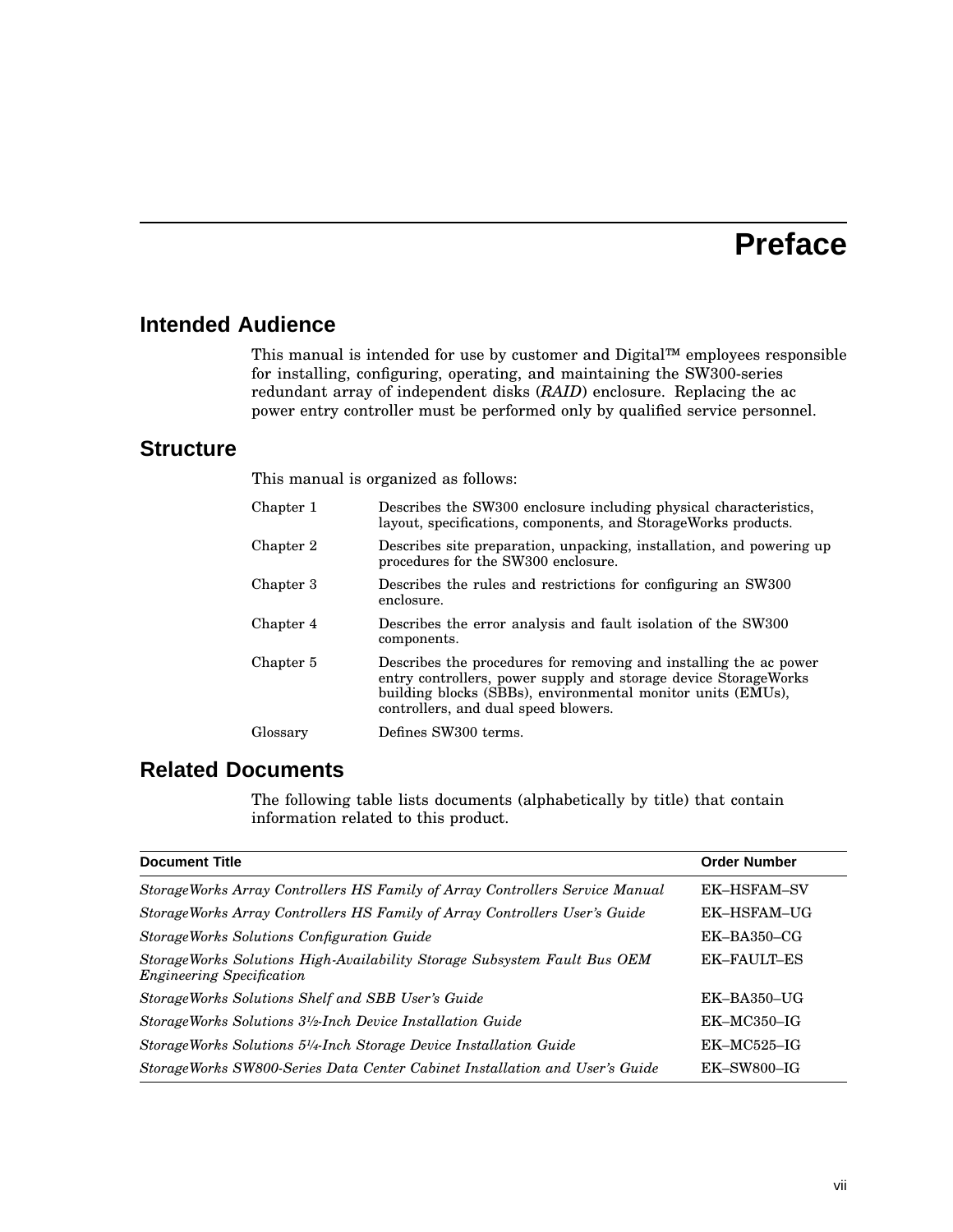# Preface

## Intended Audience

This manual is intended for use by customer and Digital™ employees responsible for installing, configuring, operating, and maintaining the SW300-series redundant array of independent disks (*RAID*) enclosure. Replacing the ac power entry controller must be performed only by qualified service personnel.

## Structure

This manual is organized as follows:

| | |
|---|---|
| Chapter 1 | Describes the SW300 enclosure including physical characteristics, layout, specifications, components, and StorageWorks products. |
| Chapter 2 | Describes site preparation, unpacking, installation, and powering up procedures for the SW300 enclosure. |
| Chapter 3 | Describes the rules and restrictions for configuring an SW300 enclosure. |
| Chapter 4 | Describes the error analysis and fault isolation of the SW300 components. |
| Chapter 5 | Describes the procedures for removing and installing the ac power entry controllers, power supply and storage device StorageWorks building blocks (SBBs), environmental monitor units (EMUs), controllers, and dual speed blowers. |
| Glossary | Defines SW300 terms. |

## Related Documents

The following table lists documents (alphabetically by title) that contain information related to this product.

| Document Title | Order Number |
|---|---|
| *StorageWorks Array Controllers HS Family of Array Controllers Service Manual* | EK–HSFAM–SV |
| *StorageWorks Array Controllers HS Family of Array Controllers User's Guide* | EK–HSFAM–UG |
| *StorageWorks Solutions Configuration Guide* | EK–BA350–CG |
| *StorageWorks Solutions High-Availability Storage Subsystem Fault Bus OEM Engineering Specification* | EK–FAULT–ES |
| *StorageWorks Solutions Shelf and SBB User's Guide* | EK–BA350–UG |
| *StorageWorks Solutions 3½-Inch Device Installation Guide* | EK–MC350–IG |
| *StorageWorks Solutions 5¼-Inch Storage Device Installation Guide* | EK–MC525–IG |
| *StorageWorks SW800-Series Data Center Cabinet Installation and User's Guide* | EK–SW800–IG |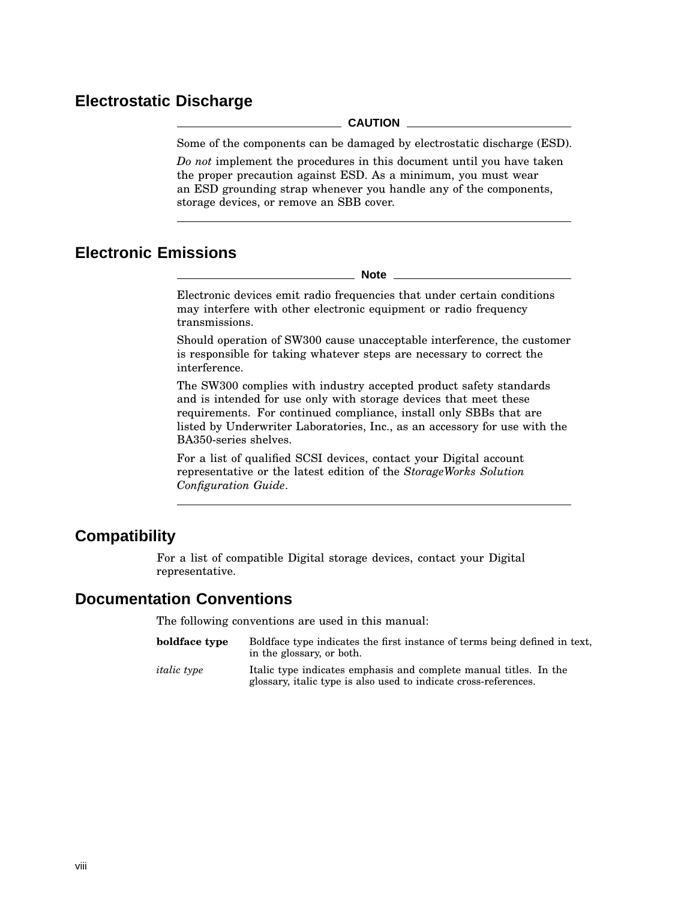## Electrostatic Discharge

**CAUTION**

Some of the components can be damaged by electrostatic discharge (ESD).

*Do not* implement the procedures in this document until you have taken the proper precaution against ESD. As a minimum, you must wear an ESD grounding strap whenever you handle any of the components, storage devices, or remove an SBB cover.

---

## Electronic Emissions

**Note**

Electronic devices emit radio frequencies that under certain conditions may interfere with other electronic equipment or radio frequency transmissions.

Should operation of SW300 cause unacceptable interference, the customer is responsible for taking whatever steps are necessary to correct the interference.

The SW300 complies with industry accepted product safety standards and is intended for use only with storage devices that meet these requirements. For continued compliance, install only SBBs that are listed by Underwriter Laboratories, Inc., as an accessory for use with the BA350-series shelves.

For a list of qualified SCSI devices, contact your Digital account representative or the latest edition of the *StorageWorks Solution Configuration Guide*.

---

## Compatibility

For a list of compatible Digital storage devices, contact your Digital representative.

## Documentation Conventions

The following conventions are used in this manual:

**boldface type** — Boldface type indicates the first instance of terms being defined in text, in the glossary, or both.

*italic type* — Italic type indicates emphasis and complete manual titles. In the glossary, italic type is also used to indicate cross-references.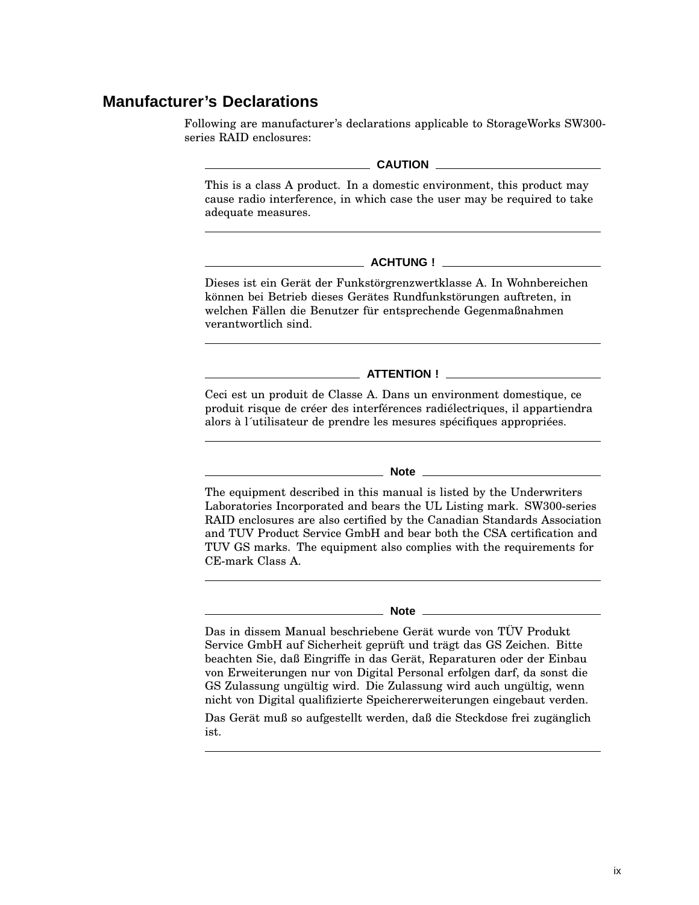## Manufacturer’s Declarations

Following are manufacturer’s declarations applicable to StorageWorks SW300-series RAID enclosures:

**CAUTION**

This is a class A product. In a domestic environment, this product may cause radio interference, in which case the user may be required to take adequate measures.

---

**ACHTUNG !**

Dieses ist ein Gerät der Funkstörgrenzwertklasse A. In Wohnbereichen können bei Betrieb dieses Gerätes Rundfunkstörungen auftreten, in welchen Fällen die Benutzer für entsprechende Gegenmaßnahmen verantwortlich sind.

---

**ATTENTION !**

Ceci est un produit de Classe A. Dans un environment domestique, ce produit risque de créer des interférences radiélectriques, il appartiendra alors à l´utilisateur de prendre les mesures spécifiques appropriées.

---

**Note**

The equipment described in this manual is listed by the Underwriters Laboratories Incorporated and bears the UL Listing mark. SW300-series RAID enclosures are also certified by the Canadian Standards Association and TUV Product Service GmbH and bear both the CSA certification and TUV GS marks. The equipment also complies with the requirements for CE-mark Class A.

---

**Note**

Das in dissem Manual beschriebene Gerät wurde von TÜV Produkt Service GmbH auf Sicherheit geprüft und trägt das GS Zeichen. Bitte beachten Sie, daß Eingriffe in das Gerät, Reparaturen oder der Einbau von Erweiterungen nur von Digital Personal erfolgen darf, da sonst die GS Zulassung ungültig wird. Die Zulassung wird auch ungültig, wenn nicht von Digital qualifizierte Speichererweiterungen eingebaut verden.

Das Gerät muß so aufgestellt werden, daß die Steckdose frei zugänglich ist.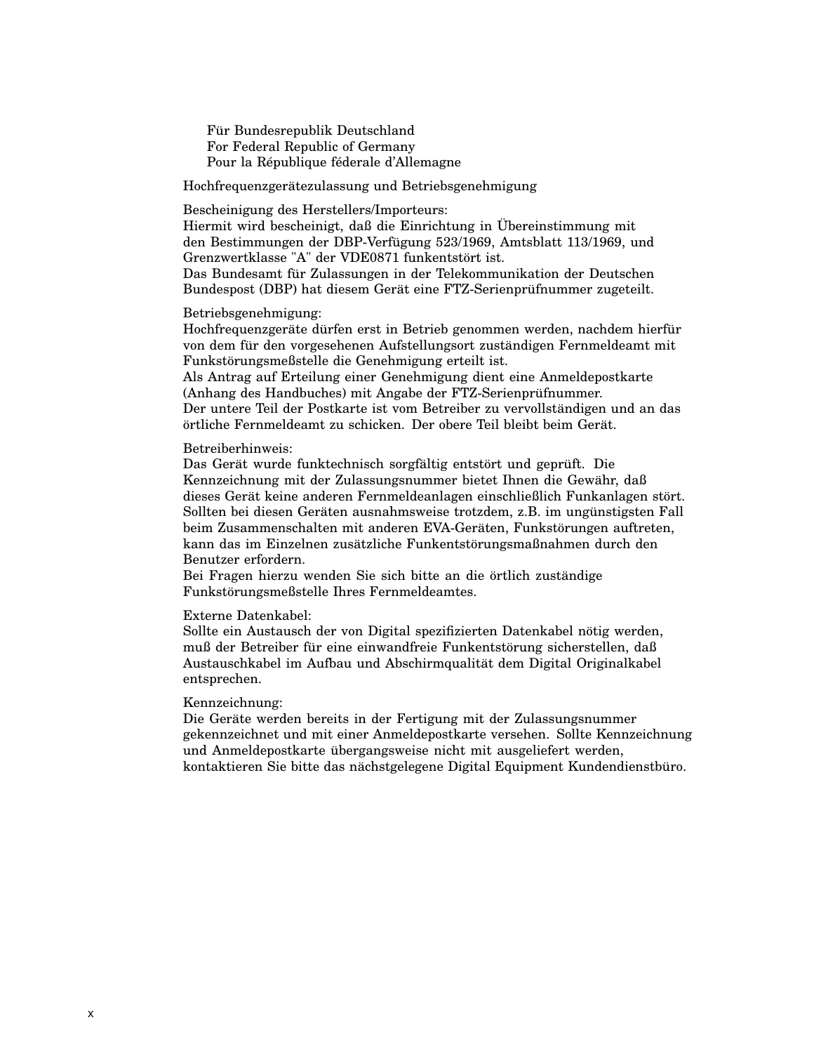Für Bundesrepublik Deutschland
For Federal Republic of Germany
Pour la République féderale d’Allemagne

Hochfrequenzgerätezulassung und Betriebsgenehmigung

Bescheinigung des Herstellers/Importeurs:
Hiermit wird bescheinigt, daß die Einrichtung in Übereinstimmung mit den Bestimmungen der DBP-Verfügung 523/1969, Amtsblatt 113/1969, und Grenzwertklasse "A" der VDE0871 funkentstört ist.
Das Bundesamt für Zulassungen in der Telekommunikation der Deutschen Bundespost (DBP) hat diesem Gerät eine FTZ-Serienprüfnummer zugeteilt.

Betriebsgenehmigung:
Hochfrequenzgeräte dürfen erst in Betrieb genommen werden, nachdem hierfür von dem für den vorgesehenen Aufstellungsort zuständigen Fernmeldeamt mit Funkstörungsmeßstelle die Genehmigung erteilt ist.
Als Antrag auf Erteilung einer Genehmigung dient eine Anmeldepostkarte (Anhang des Handbuches) mit Angabe der FTZ-Serienprüfnummer.
Der untere Teil der Postkarte ist vom Betreiber zu vervollständigen und an das örtliche Fernmeldeamt zu schicken. Der obere Teil bleibt beim Gerät.

Betreiberhinweis:
Das Gerät wurde funktechnisch sorgfältig entstört und geprüft. Die Kennzeichnung mit der Zulassungsnummer bietet Ihnen die Gewähr, daß dieses Gerät keine anderen Fernmeldeanlagen einschließlich Funkanlagen stört.
Sollten bei diesen Geräten ausnahmsweise trotzdem, z.B. im ungünstigsten Fall beim Zusammenschalten mit anderen EVA-Geräten, Funkstörungen auftreten, kann das im Einzelnen zusätzliche Funkentstörungsmaßnahmen durch den Benutzer erfordern.
Bei Fragen hierzu wenden Sie sich bitte an die örtlich zuständige Funkstörungsmeßstelle Ihres Fernmeldeamtes.

Externe Datenkabel:
Sollte ein Austausch der von Digital spezifizierten Datenkabel nötig werden, muß der Betreiber für eine einwandfreie Funkentstörung sicherstellen, daß Austauschkabel im Aufbau und Abschirmqualität dem Digital Originalkabel entsprechen.

Kennzeichnung:
Die Geräte werden bereits in der Fertigung mit der Zulassungsnummer gekennzeichnet und mit einer Anmeldepostkarte versehen. Sollte Kennzeichnung und Anmeldepostkarte übergangsweise nicht mit ausgeliefert werden, kontaktieren Sie bitte das nächstgelegene Digital Equipment Kundendienstbüro.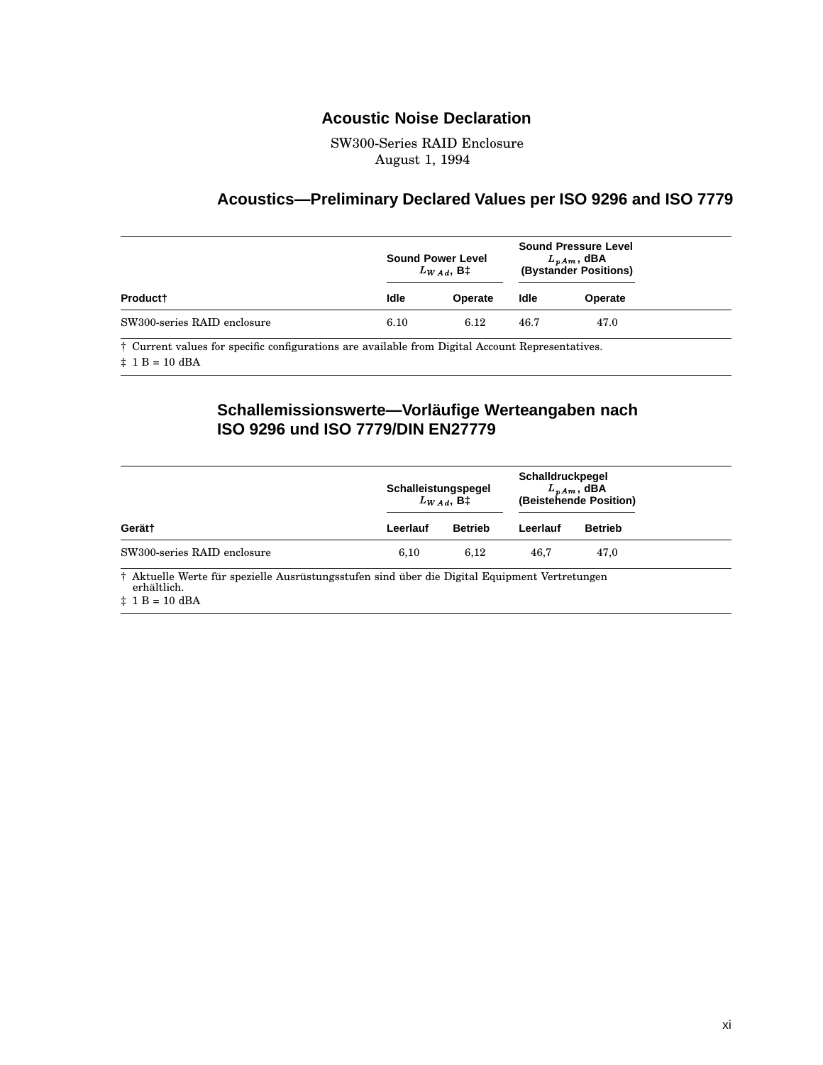## Acoustic Noise Declaration

SW300-Series RAID Enclosure
August 1, 1994

### Acoustics—Preliminary Declared Values per ISO 9296 and ISO 7779

| Product† | Sound Power Level $L_{WAd}$, B‡ | | Sound Pressure Level $L_{pAm}$, dBA (Bystander Positions) | |
|---|---|---|---|---|
| | Idle | Operate | Idle | Operate |
| SW300-series RAID enclosure | 6.10 | 6.12 | 46.7 | 47.0 |

† Current values for specific configurations are available from Digital Account Representatives.

‡ 1 B = 10 dBA

### Schallemissionswerte—Vorläufige Werteangaben nach ISO 9296 und ISO 7779/DIN EN27779

| Gerät† | Schalleistungspegel $L_{WAd}$, B‡ | | Schalldruckpegel $L_{pAm}$, dBA (Beistehende Position) | |
|---|---|---|---|---|
| | Leerlauf | Betrieb | Leerlauf | Betrieb |
| SW300-series RAID enclosure | 6,10 | 6,12 | 46,7 | 47,0 |

† Aktuelle Werte für spezielle Ausrüstungsstufen sind über die Digital Equipment Vertretungen erhältlich.

‡ 1 B = 10 dBA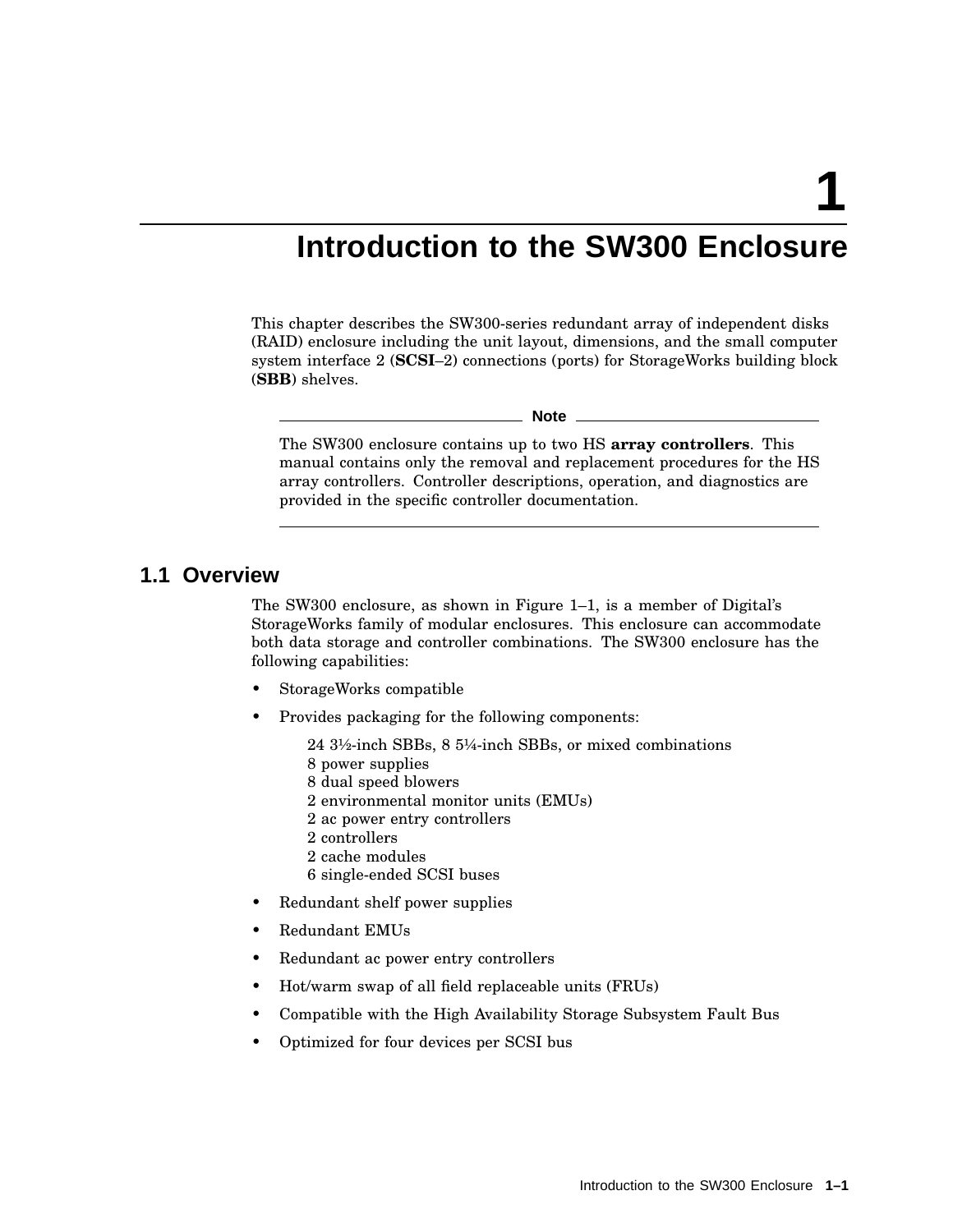# 1 Introduction to the SW300 Enclosure

This chapter describes the SW300-series redundant array of independent disks (RAID) enclosure including the unit layout, dimensions, and the small computer system interface 2 (**SCSI**–2) connections (ports) for StorageWorks building block (**SBB**) shelves.

**Note**

The SW300 enclosure contains up to two HS **array controllers**. This manual contains only the removal and replacement procedures for the HS array controllers. Controller descriptions, operation, and diagnostics are provided in the specific controller documentation.

## 1.1 Overview

The SW300 enclosure, as shown in Figure 1–1, is a member of Digital's StorageWorks family of modular enclosures. This enclosure can accommodate both data storage and controller combinations. The SW300 enclosure has the following capabilities:

- StorageWorks compatible
- Provides packaging for the following components:

  24 3½-inch SBBs, 8 5¼-inch SBBs, or mixed combinations
  8 power supplies
  8 dual speed blowers
  2 environmental monitor units (EMUs)
  2 ac power entry controllers
  2 controllers
  2 cache modules
  6 single-ended SCSI buses

- Redundant shelf power supplies
- Redundant EMUs
- Redundant ac power entry controllers
- Hot/warm swap of all field replaceable units (FRUs)
- Compatible with the High Availability Storage Subsystem Fault Bus
- Optimized for four devices per SCSI bus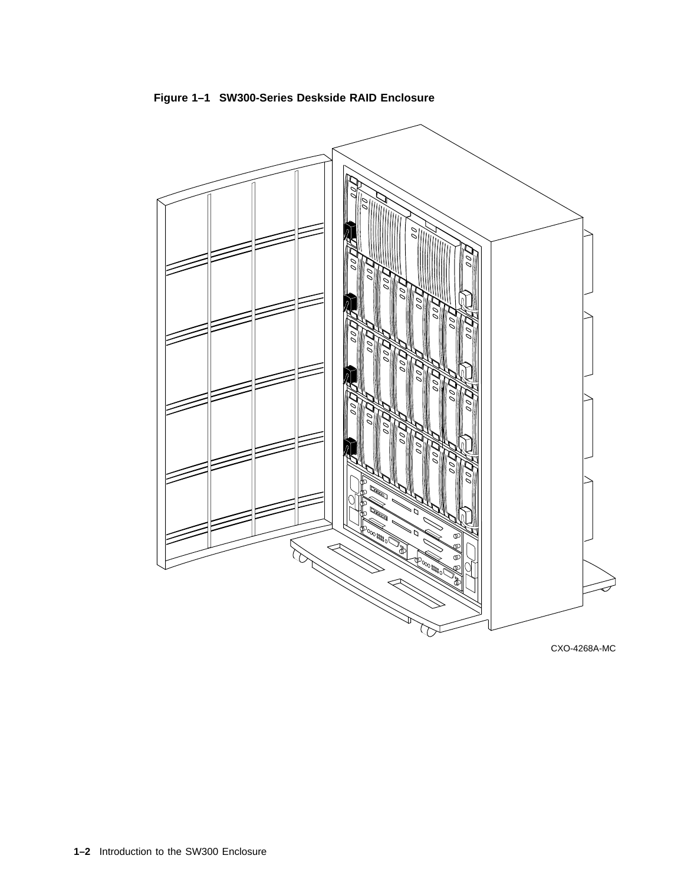**Figure 1–1 SW300-Series Deskside RAID Enclosure**

CXO-4268A-MC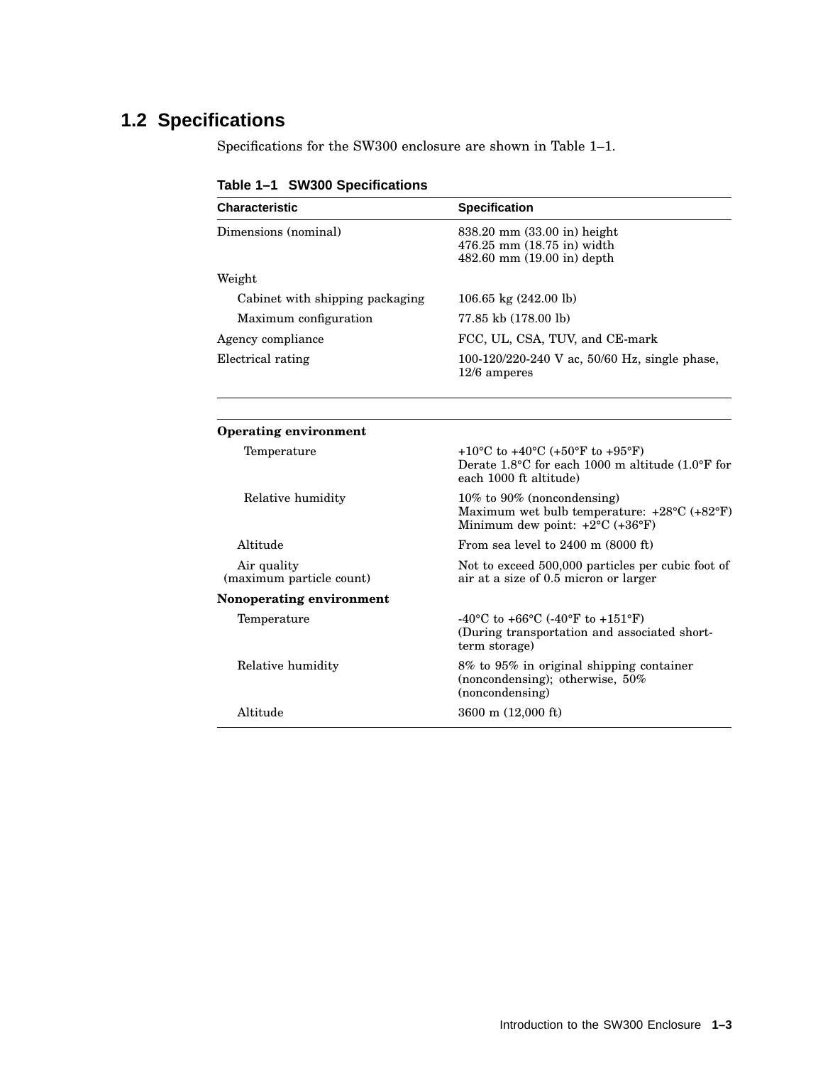## 1.2 Specifications

Specifications for the SW300 enclosure are shown in Table 1–1.

**Table 1–1 SW300 Specifications**

| Characteristic | Specification |
|---|---|
| Dimensions (nominal) | 838.20 mm (33.00 in) height<br>476.25 mm (18.75 in) width<br>482.60 mm (19.00 in) depth |
| Weight | |
| Cabinet with shipping packaging | 106.65 kg (242.00 lb) |
| Maximum configuration | 77.85 kb (178.00 lb) |
| Agency compliance | FCC, UL, CSA, TUV, and CE-mark |
| Electrical rating | 100-120/220-240 V ac, 50/60 Hz, single phase, 12/6 amperes |
| **Operating environment** | |
| Temperature | +10°C to +40°C (+50°F to +95°F)<br>Derate 1.8°C for each 1000 m altitude (1.0°F for each 1000 ft altitude) |
| Relative humidity | 10% to 90% (noncondensing)<br>Maximum wet bulb temperature: +28°C (+82°F)<br>Minimum dew point: +2°C (+36°F) |
| Altitude | From sea level to 2400 m (8000 ft) |
| Air quality (maximum particle count) | Not to exceed 500,000 particles per cubic foot of air at a size of 0.5 micron or larger |
| **Nonoperating environment** | |
| Temperature | -40°C to +66°C (-40°F to +151°F)<br>(During transportation and associated short-term storage) |
| Relative humidity | 8% to 95% in original shipping container (noncondensing); otherwise, 50% (noncondensing) |
| Altitude | 3600 m (12,000 ft) |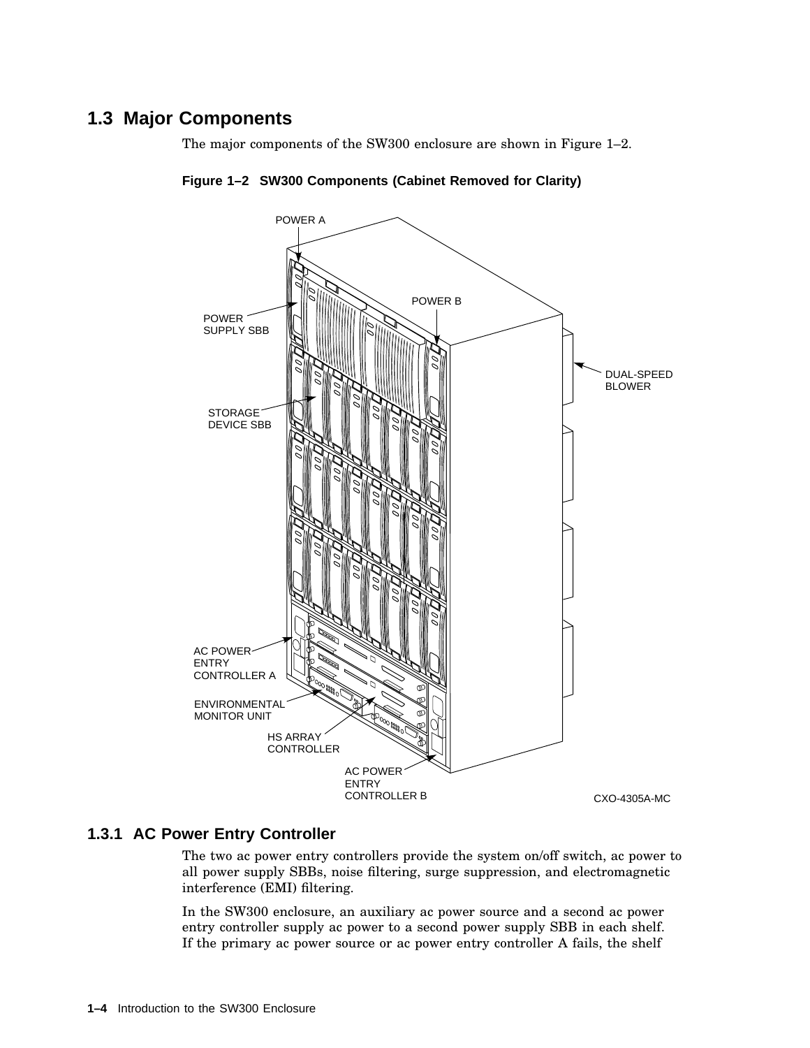## 1.3 Major Components

The major components of the SW300 enclosure are shown in Figure 1–2.

**Figure 1–2 SW300 Components (Cabinet Removed for Clarity)**

POWER A

POWER B

POWER SUPPLY SBB

DUAL-SPEED BLOWER

STORAGE DEVICE SBB

AC POWER ENTRY CONTROLLER A

ENVIRONMENTAL MONITOR UNIT

HS ARRAY CONTROLLER

AC POWER ENTRY CONTROLLER B

CXO-4305A-MC

### 1.3.1 AC Power Entry Controller

The two ac power entry controllers provide the system on/off switch, ac power to all power supply SBBs, noise filtering, surge suppression, and electromagnetic interference (EMI) filtering.

In the SW300 enclosure, an auxiliary ac power source and a second ac power entry controller supply ac power to a second power supply SBB in each shelf. If the primary ac power source or ac power entry controller A fails, the shelf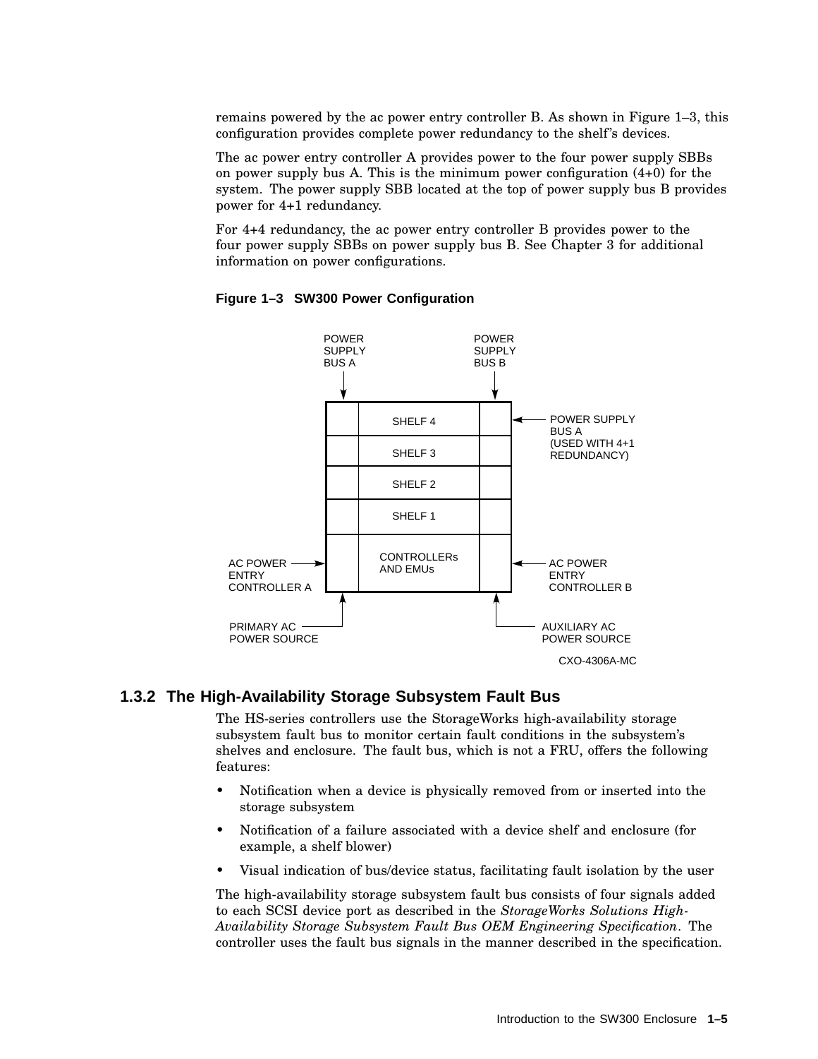remains powered by the ac power entry controller B. As shown in Figure 1–3, this configuration provides complete power redundancy to the shelf's devices.

The ac power entry controller A provides power to the four power supply SBBs on power supply bus A. This is the minimum power configuration (4+0) for the system. The power supply SBB located at the top of power supply bus B provides power for 4+1 redundancy.

For 4+4 redundancy, the ac power entry controller B provides power to the four power supply SBBs on power supply bus B. See Chapter 3 for additional information on power configurations.

**Figure 1–3 SW300 Power Configuration**

POWER SUPPLY BUS A

POWER SUPPLY BUS B

SHELF 4

SHELF 3

SHELF 2

SHELF 1

CONTROLLERs AND EMUs

POWER SUPPLY BUS A (USED WITH 4+1 REDUNDANCY)

AC POWER ENTRY CONTROLLER A

AC POWER ENTRY CONTROLLER B

PRIMARY AC POWER SOURCE

AUXILIARY AC POWER SOURCE

CXO-4306A-MC

### 1.3.2 The High-Availability Storage Subsystem Fault Bus

The HS-series controllers use the StorageWorks high-availability storage subsystem fault bus to monitor certain fault conditions in the subsystem's shelves and enclosure. The fault bus, which is not a FRU, offers the following features:

- Notification when a device is physically removed from or inserted into the storage subsystem
- Notification of a failure associated with a device shelf and enclosure (for example, a shelf blower)
- Visual indication of bus/device status, facilitating fault isolation by the user

The high-availability storage subsystem fault bus consists of four signals added to each SCSI device port as described in the *StorageWorks Solutions High-Availability Storage Subsystem Fault Bus OEM Engineering Specification*. The controller uses the fault bus signals in the manner described in the specification.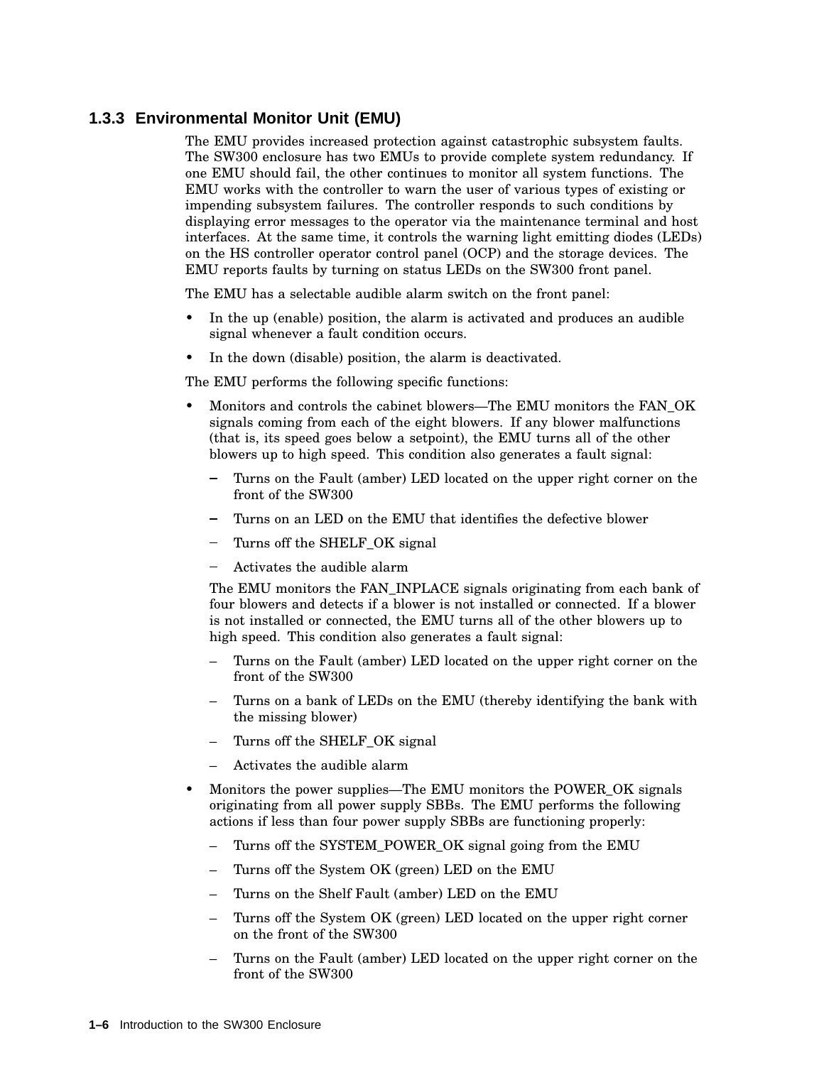### 1.3.3 Environmental Monitor Unit (EMU)

The EMU provides increased protection against catastrophic subsystem faults. The SW300 enclosure has two EMUs to provide complete system redundancy. If one EMU should fail, the other continues to monitor all system functions. The EMU works with the controller to warn the user of various types of existing or impending subsystem failures. The controller responds to such conditions by displaying error messages to the operator via the maintenance terminal and host interfaces. At the same time, it controls the warning light emitting diodes (LEDs) on the HS controller operator control panel (OCP) and the storage devices. The EMU reports faults by turning on status LEDs on the SW300 front panel.

The EMU has a selectable audible alarm switch on the front panel:

- In the up (enable) position, the alarm is activated and produces an audible signal whenever a fault condition occurs.
- In the down (disable) position, the alarm is deactivated.

The EMU performs the following specific functions:

- Monitors and controls the cabinet blowers—The EMU monitors the FAN_OK signals coming from each of the eight blowers. If any blower malfunctions (that is, its speed goes below a setpoint), the EMU turns all of the other blowers up to high speed. This condition also generates a fault signal:
  - Turns on the Fault (amber) LED located on the upper right corner on the front of the SW300
  - Turns on an LED on the EMU that identifies the defective blower
  - Turns off the SHELF_OK signal
  - Activates the audible alarm

  The EMU monitors the FAN_INPLACE signals originating from each bank of four blowers and detects if a blower is not installed or connected. If a blower is not installed or connected, the EMU turns all of the other blowers up to high speed. This condition also generates a fault signal:
  - Turns on the Fault (amber) LED located on the upper right corner on the front of the SW300
  - Turns on a bank of LEDs on the EMU (thereby identifying the bank with the missing blower)
  - Turns off the SHELF_OK signal
  - Activates the audible alarm
- Monitors the power supplies—The EMU monitors the POWER_OK signals originating from all power supply SBBs. The EMU performs the following actions if less than four power supply SBBs are functioning properly:
  - Turns off the SYSTEM_POWER_OK signal going from the EMU
  - Turns off the System OK (green) LED on the EMU
  - Turns on the Shelf Fault (amber) LED on the EMU
  - Turns off the System OK (green) LED located on the upper right corner on the front of the SW300
  - Turns on the Fault (amber) LED located on the upper right corner on the front of the SW300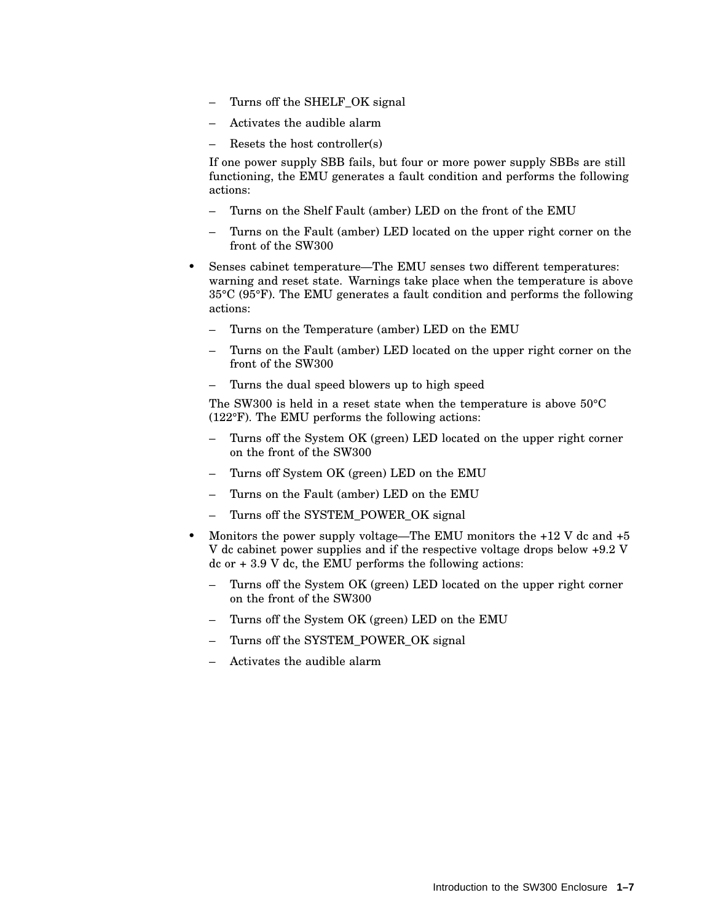- Turns off the SHELF_OK signal
  - Activates the audible alarm
  - Resets the host controller(s)

  If one power supply SBB fails, but four or more power supply SBBs are still functioning, the EMU generates a fault condition and performs the following actions:

  - Turns on the Shelf Fault (amber) LED on the front of the EMU
  - Turns on the Fault (amber) LED located on the upper right corner on the front of the SW300

- Senses cabinet temperature—The EMU senses two different temperatures: warning and reset state. Warnings take place when the temperature is above 35°C (95°F). The EMU generates a fault condition and performs the following actions:

  - Turns on the Temperature (amber) LED on the EMU
  - Turns on the Fault (amber) LED located on the upper right corner on the front of the SW300
  - Turns the dual speed blowers up to high speed

  The SW300 is held in a reset state when the temperature is above 50°C (122°F). The EMU performs the following actions:

  - Turns off the System OK (green) LED located on the upper right corner on the front of the SW300
  - Turns off System OK (green) LED on the EMU
  - Turns on the Fault (amber) LED on the EMU
  - Turns off the SYSTEM_POWER_OK signal

- Monitors the power supply voltage—The EMU monitors the +12 V dc and +5 V dc cabinet power supplies and if the respective voltage drops below +9.2 V dc or + 3.9 V dc, the EMU performs the following actions:

  - Turns off the System OK (green) LED located on the upper right corner on the front of the SW300
  - Turns off the System OK (green) LED on the EMU
  - Turns off the SYSTEM_POWER_OK signal
  - Activates the audible alarm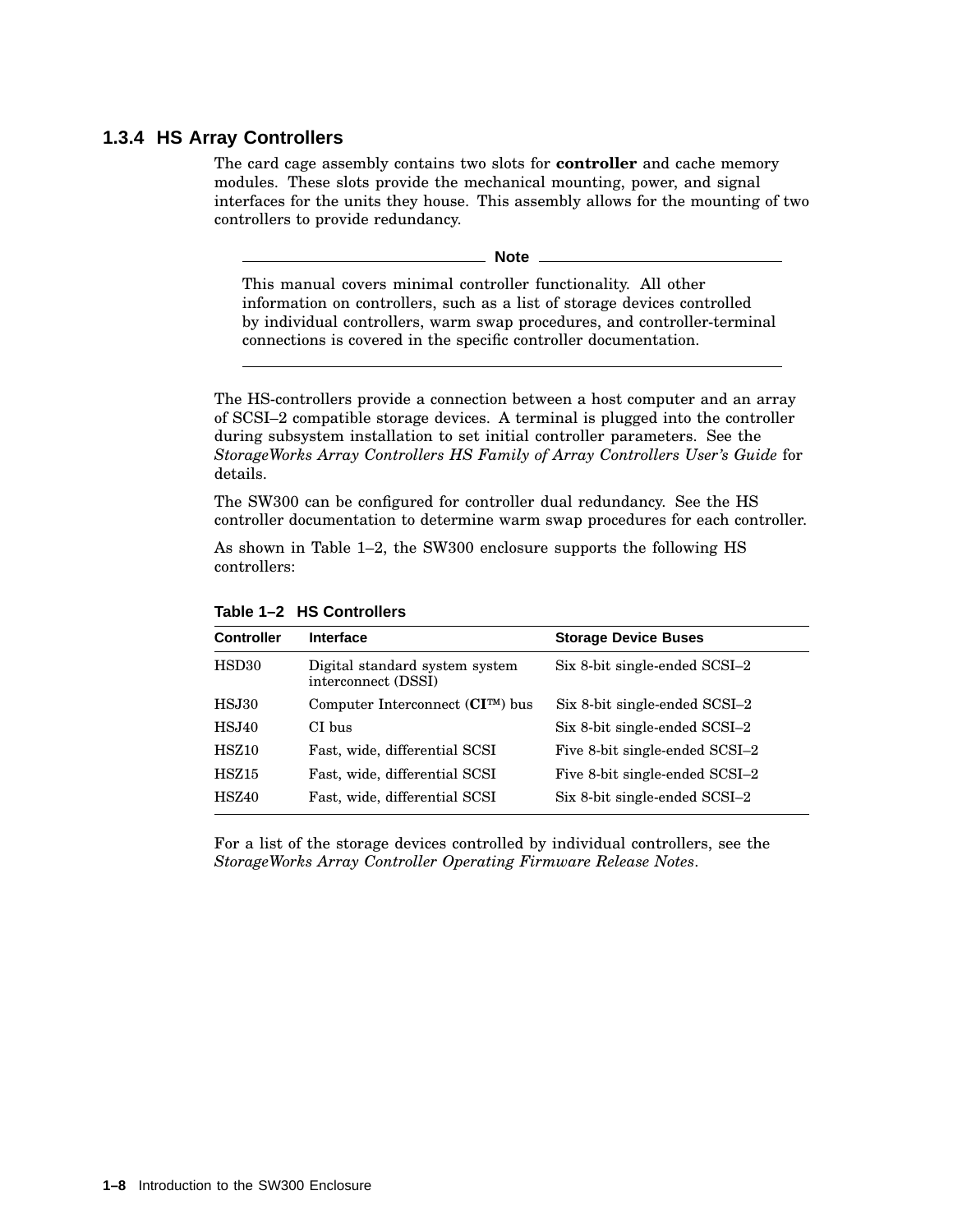### 1.3.4 HS Array Controllers

The card cage assembly contains two slots for **controller** and cache memory modules. These slots provide the mechanical mounting, power, and signal interfaces for the units they house. This assembly allows for the mounting of two controllers to provide redundancy.

---

**Note**

This manual covers minimal controller functionality. All other information on controllers, such as a list of storage devices controlled by individual controllers, warm swap procedures, and controller-terminal connections is covered in the specific controller documentation.

---

The HS-controllers provide a connection between a host computer and an array of SCSI–2 compatible storage devices. A terminal is plugged into the controller during subsystem installation to set initial controller parameters. See the *StorageWorks Array Controllers HS Family of Array Controllers User's Guide* for details.

The SW300 can be configured for controller dual redundancy. See the HS controller documentation to determine warm swap procedures for each controller.

As shown in Table 1–2, the SW300 enclosure supports the following HS controllers:

**Table 1–2 HS Controllers**

| Controller | Interface | Storage Device Buses |
|---|---|---|
| HSD30 | Digital standard system system interconnect (DSSI) | Six 8-bit single-ended SCSI–2 |
| HSJ30 | Computer Interconnect (**CI**™) bus | Six 8-bit single-ended SCSI–2 |
| HSJ40 | CI bus | Six 8-bit single-ended SCSI–2 |
| HSZ10 | Fast, wide, differential SCSI | Five 8-bit single-ended SCSI–2 |
| HSZ15 | Fast, wide, differential SCSI | Five 8-bit single-ended SCSI–2 |
| HSZ40 | Fast, wide, differential SCSI | Six 8-bit single-ended SCSI–2 |

For a list of the storage devices controlled by individual controllers, see the *StorageWorks Array Controller Operating Firmware Release Notes*.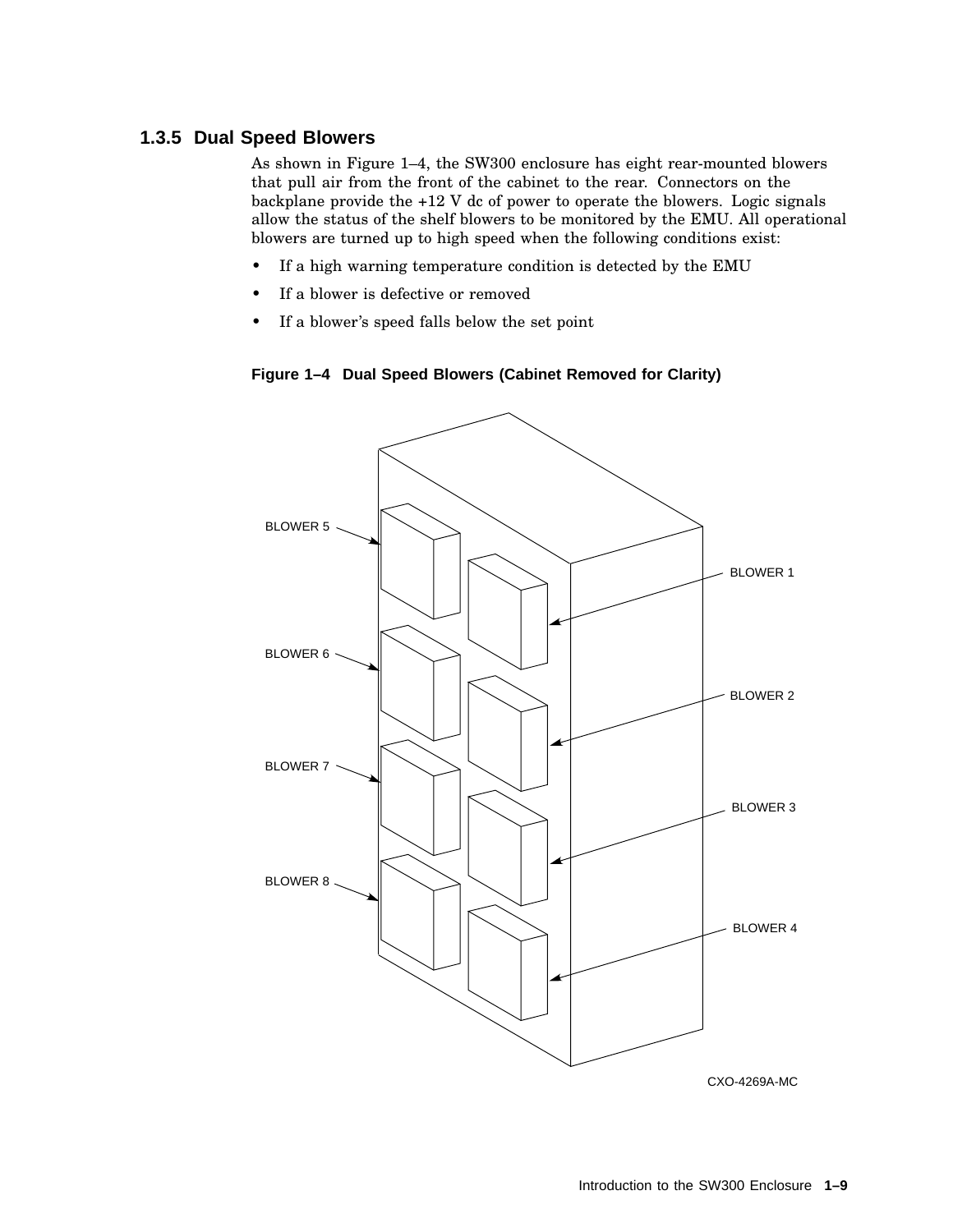### 1.3.5 Dual Speed Blowers

As shown in Figure 1–4, the SW300 enclosure has eight rear-mounted blowers that pull air from the front of the cabinet to the rear. Connectors on the backplane provide the +12 V dc of power to operate the blowers. Logic signals allow the status of the shelf blowers to be monitored by the EMU. All operational blowers are turned up to high speed when the following conditions exist:

- If a high warning temperature condition is detected by the EMU
- If a blower is defective or removed
- If a blower's speed falls below the set point

**Figure 1–4 Dual Speed Blowers (Cabinet Removed for Clarity)**

BLOWER 5
BLOWER 6
BLOWER 7
BLOWER 8
BLOWER 1
BLOWER 2
BLOWER 3
BLOWER 4

CXO-4269A-MC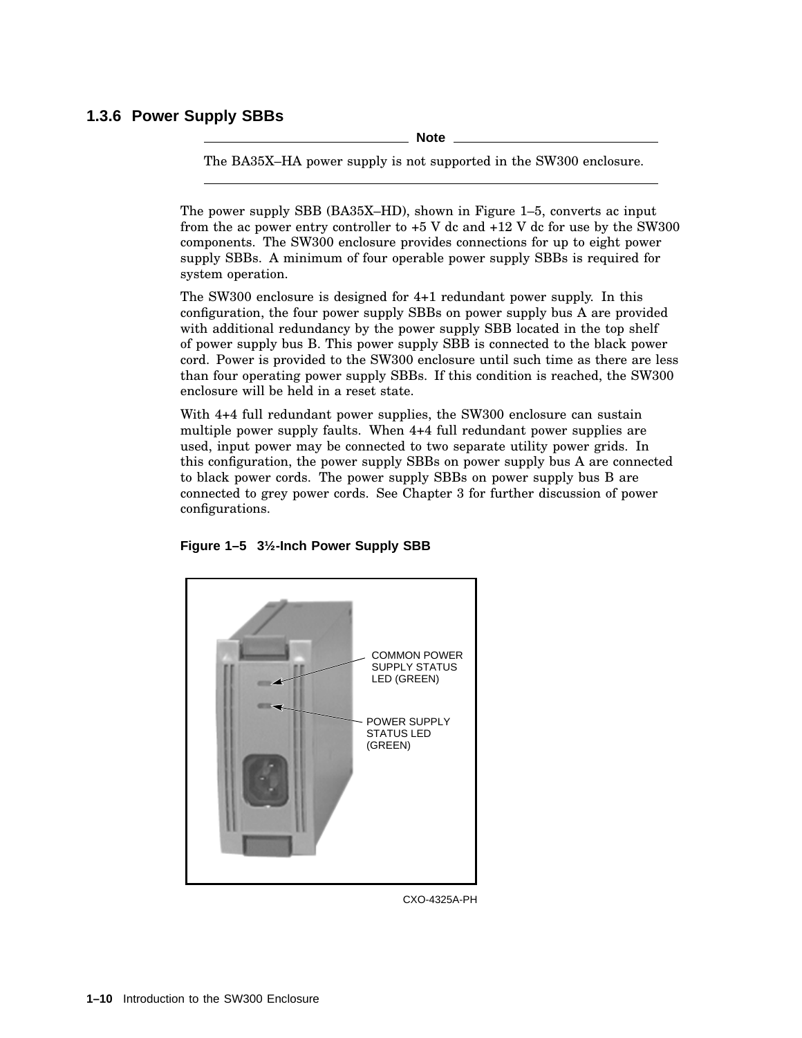### 1.3.6 Power Supply SBBs

**Note**

The BA35X–HA power supply is not supported in the SW300 enclosure.

---

The power supply SBB (BA35X–HD), shown in Figure 1–5, converts ac input from the ac power entry controller to +5 V dc and +12 V dc for use by the SW300 components. The SW300 enclosure provides connections for up to eight power supply SBBs. A minimum of four operable power supply SBBs is required for system operation.

The SW300 enclosure is designed for 4+1 redundant power supply. In this configuration, the four power supply SBBs on power supply bus A are provided with additional redundancy by the power supply SBB located in the top shelf of power supply bus B. This power supply SBB is connected to the black power cord. Power is provided to the SW300 enclosure until such time as there are less than four operating power supply SBBs. If this condition is reached, the SW300 enclosure will be held in a reset state.

With 4+4 full redundant power supplies, the SW300 enclosure can sustain multiple power supply faults. When 4+4 full redundant power supplies are used, input power may be connected to two separate utility power grids. In this configuration, the power supply SBBs on power supply bus A are connected to black power cords. The power supply SBBs on power supply bus B are connected to grey power cords. See Chapter 3 for further discussion of power configurations.

**Figure 1–5 3½-Inch Power Supply SBB**

COMMON POWER SUPPLY STATUS LED (GREEN)

POWER SUPPLY STATUS LED (GREEN)

CXO-4325A-PH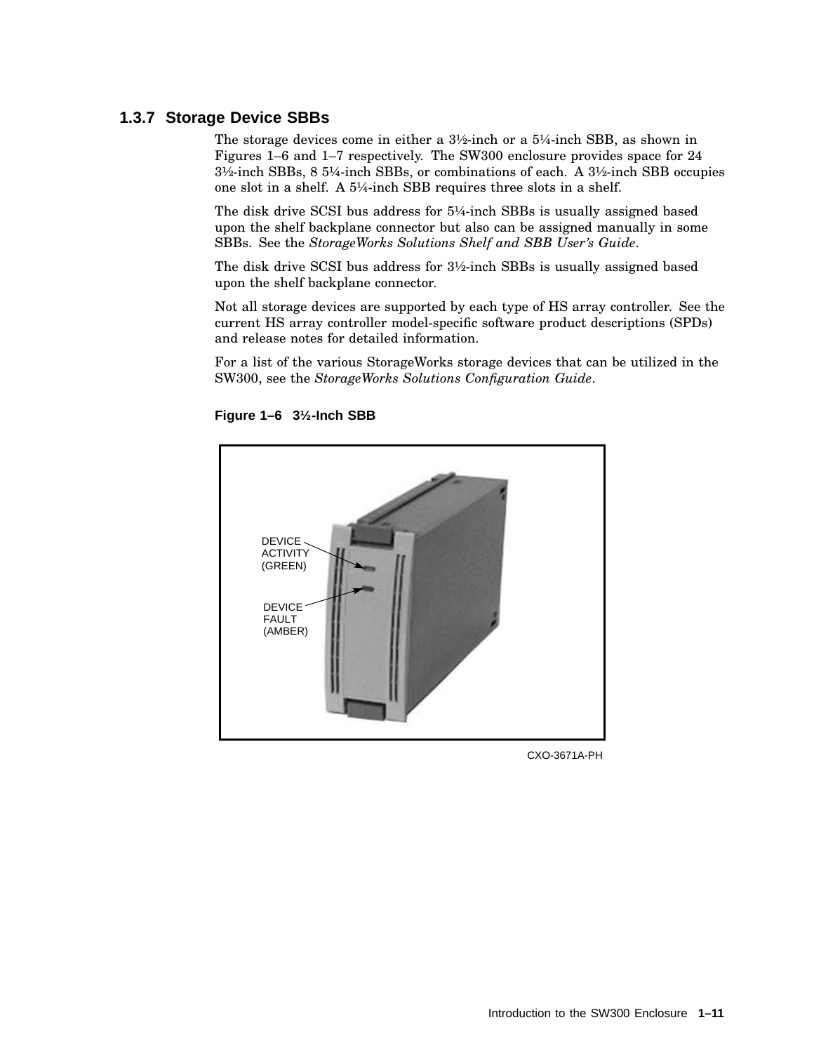### 1.3.7 Storage Device SBBs

The storage devices come in either a 3½-inch or a 5¼-inch SBB, as shown in Figures 1–6 and 1–7 respectively. The SW300 enclosure provides space for 24 3½-inch SBBs, 8 5¼-inch SBBs, or combinations of each. A 3½-inch SBB occupies one slot in a shelf. A 5¼-inch SBB requires three slots in a shelf.

The disk drive SCSI bus address for 5¼-inch SBBs is usually assigned based upon the shelf backplane connector but also can be assigned manually in some SBBs. See the *StorageWorks Solutions Shelf and SBB User's Guide*.

The disk drive SCSI bus address for 3½-inch SBBs is usually assigned based upon the shelf backplane connector.

Not all storage devices are supported by each type of HS array controller. See the current HS array controller model-specific software product descriptions (SPDs) and release notes for detailed information.

For a list of the various StorageWorks storage devices that can be utilized in the SW300, see the *StorageWorks Solutions Configuration Guide*.

**Figure 1–6 3½-Inch SBB**

DEVICE ACTIVITY (GREEN)

DEVICE FAULT (AMBER)

CXO-3671A-PH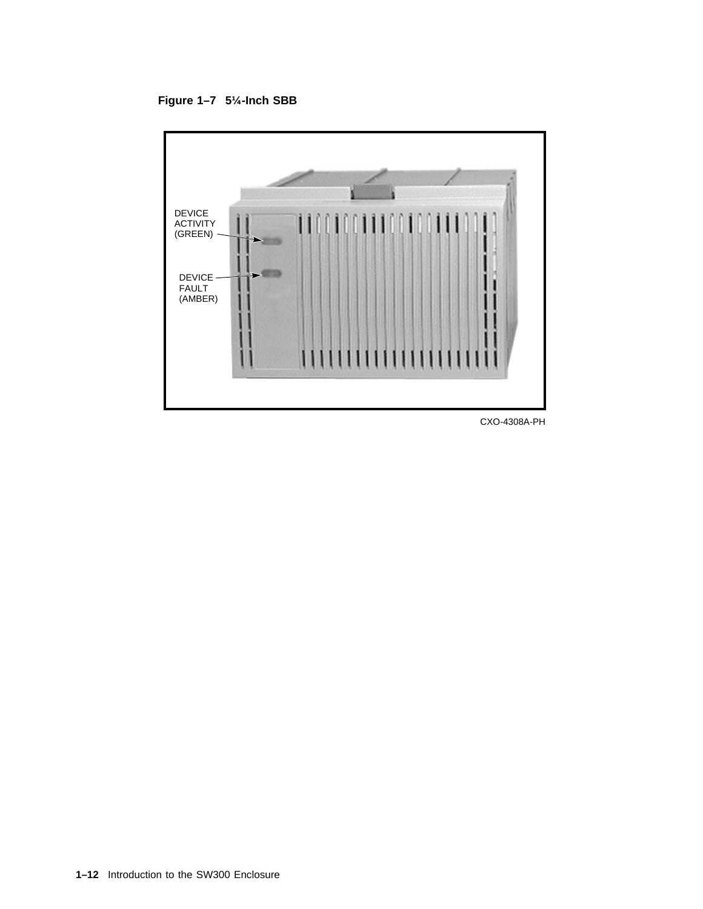**Figure 1–7 5¼-Inch SBB**

DEVICE ACTIVITY (GREEN)

DEVICE FAULT (AMBER)

CXO-4308A-PH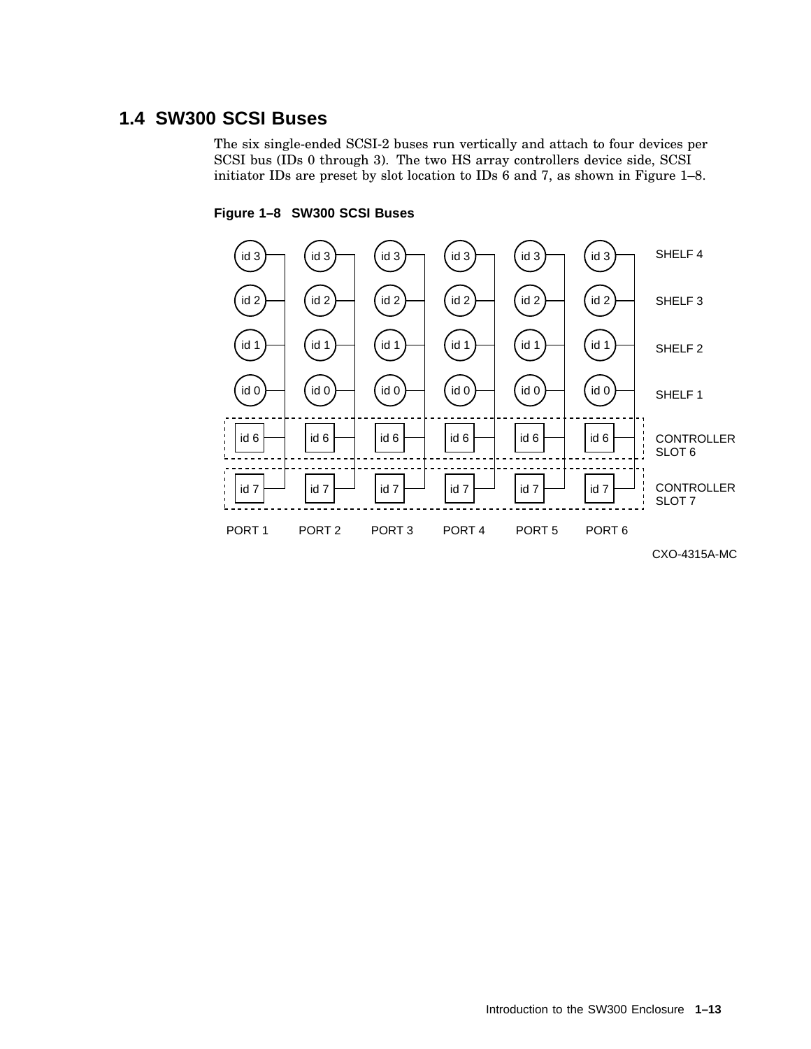## 1.4 SW300 SCSI Buses

The six single-ended SCSI-2 buses run vertically and attach to four devices per SCSI bus (IDs 0 through 3). The two HS array controllers device side, SCSI initiator IDs are preset by slot location to IDs 6 and 7, as shown in Figure 1–8.

**Figure 1–8 SW300 SCSI Buses**

| PORT 1 | PORT 2 | PORT 3 | PORT 4 | PORT 5 | PORT 6 | |
|---|---|---|---|---|---|---|
| id 3 | id 3 | id 3 | id 3 | id 3 | id 3 | SHELF 4 |
| id 2 | id 2 | id 2 | id 2 | id 2 | id 2 | SHELF 3 |
| id 1 | id 1 | id 1 | id 1 | id 1 | id 1 | SHELF 2 |
| id 0 | id 0 | id 0 | id 0 | id 0 | id 0 | SHELF 1 |
| id 6 | id 6 | id 6 | id 6 | id 6 | id 6 | CONTROLLER SLOT 6 |
| id 7 | id 7 | id 7 | id 7 | id 7 | id 7 | CONTROLLER SLOT 7 |

CXO-4315A-MC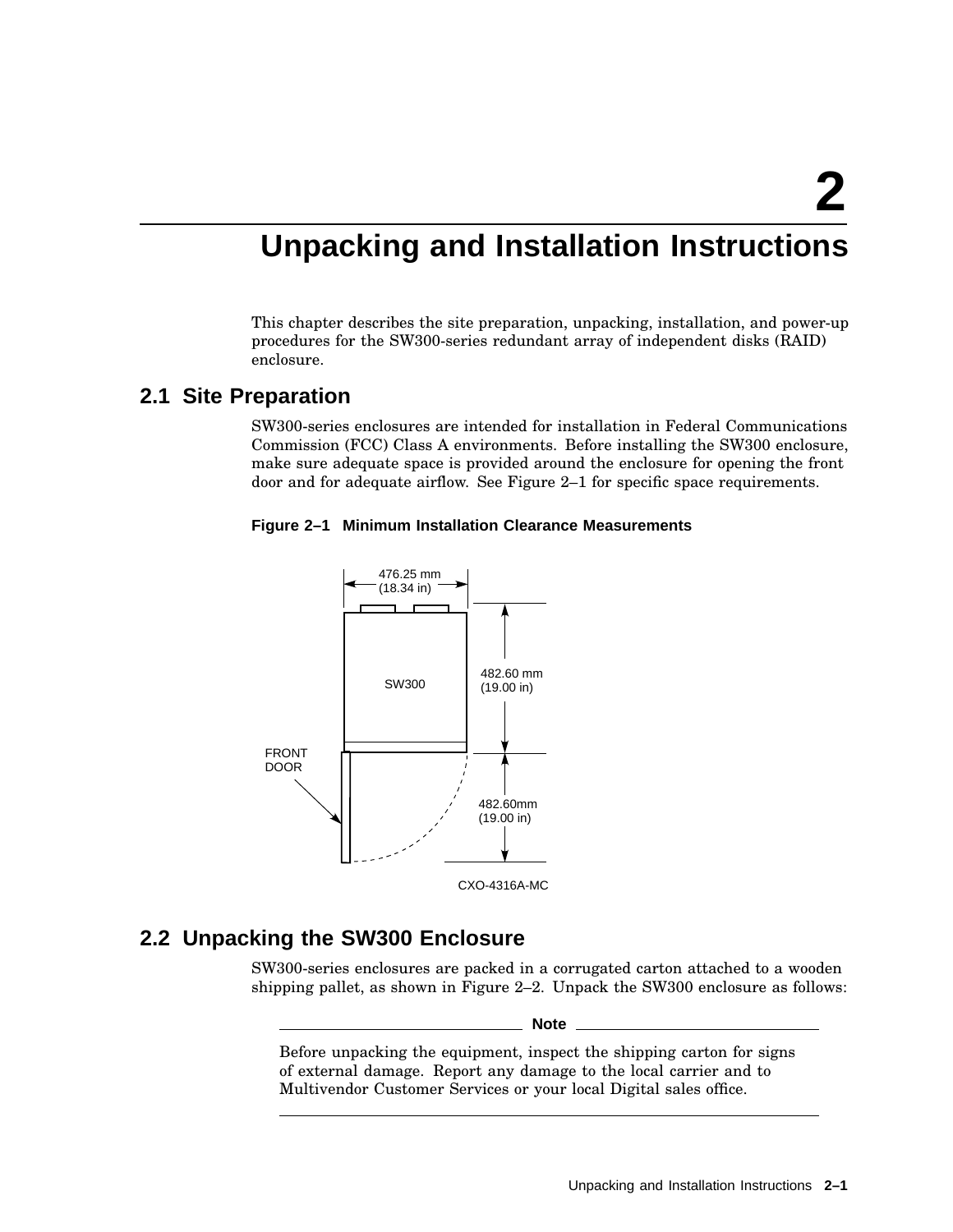# 2 Unpacking and Installation Instructions

This chapter describes the site preparation, unpacking, installation, and power-up procedures for the SW300-series redundant array of independent disks (RAID) enclosure.

## 2.1 Site Preparation

SW300-series enclosures are intended for installation in Federal Communications Commission (FCC) Class A environments. Before installing the SW300 enclosure, make sure adequate space is provided around the enclosure for opening the front door and for adequate airflow. See Figure 2–1 for specific space requirements.

**Figure 2–1 Minimum Installation Clearance Measurements**

476.25 mm (18.34 in)

SW300

482.60 mm (19.00 in)

FRONT DOOR

482.60mm (19.00 in)

CXO-4316A-MC

## 2.2 Unpacking the SW300 Enclosure

SW300-series enclosures are packed in a corrugated carton attached to a wooden shipping pallet, as shown in Figure 2–2. Unpack the SW300 enclosure as follows:

**Note**

Before unpacking the equipment, inspect the shipping carton for signs of external damage. Report any damage to the local carrier and to Multivendor Customer Services or your local Digital sales office.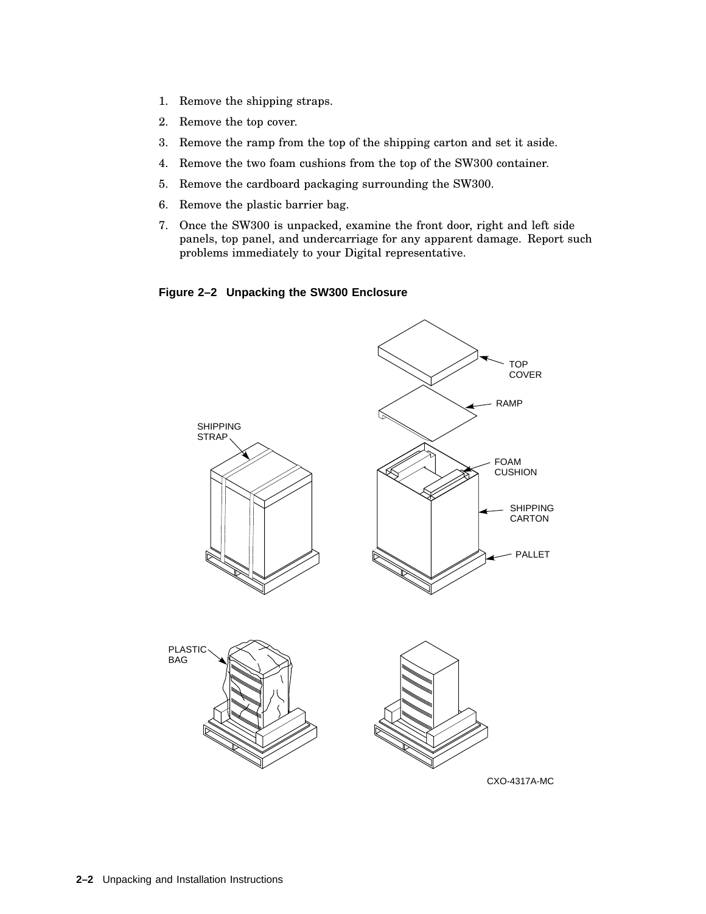1. Remove the shipping straps.
2. Remove the top cover.
3. Remove the ramp from the top of the shipping carton and set it aside.
4. Remove the two foam cushions from the top of the SW300 container.
5. Remove the cardboard packaging surrounding the SW300.
6. Remove the plastic barrier bag.
7. Once the SW300 is unpacked, examine the front door, right and left side panels, top panel, and undercarriage for any apparent damage. Report such problems immediately to your Digital representative.

**Figure 2–2 Unpacking the SW300 Enclosure**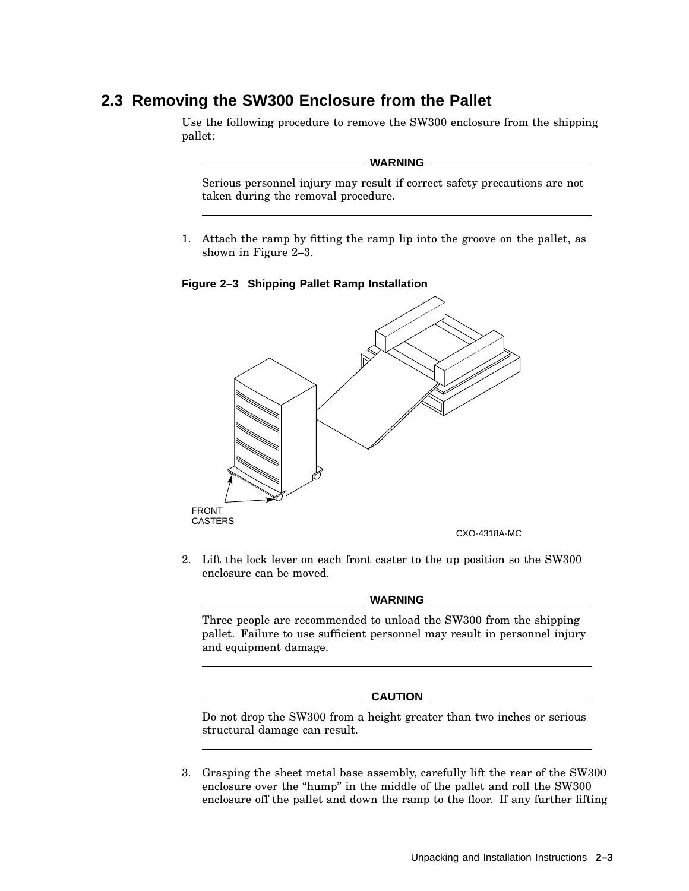## 2.3 Removing the SW300 Enclosure from the Pallet

Use the following procedure to remove the SW300 enclosure from the shipping pallet:

**WARNING**

Serious personnel injury may result if correct safety precautions are not taken during the removal procedure.

1. Attach the ramp by fitting the ramp lip into the groove on the pallet, as shown in Figure 2–3.

**Figure 2–3 Shipping Pallet Ramp Installation**

FRONT CASTERS

CXO-4318A-MC

2. Lift the lock lever on each front caster to the up position so the SW300 enclosure can be moved.

**WARNING**

Three people are recommended to unload the SW300 from the shipping pallet. Failure to use sufficient personnel may result in personnel injury and equipment damage.

**CAUTION**

Do not drop the SW300 from a height greater than two inches or serious structural damage can result.

3. Grasping the sheet metal base assembly, carefully lift the rear of the SW300 enclosure over the "hump" in the middle of the pallet and roll the SW300 enclosure off the pallet and down the ramp to the floor. If any further lifting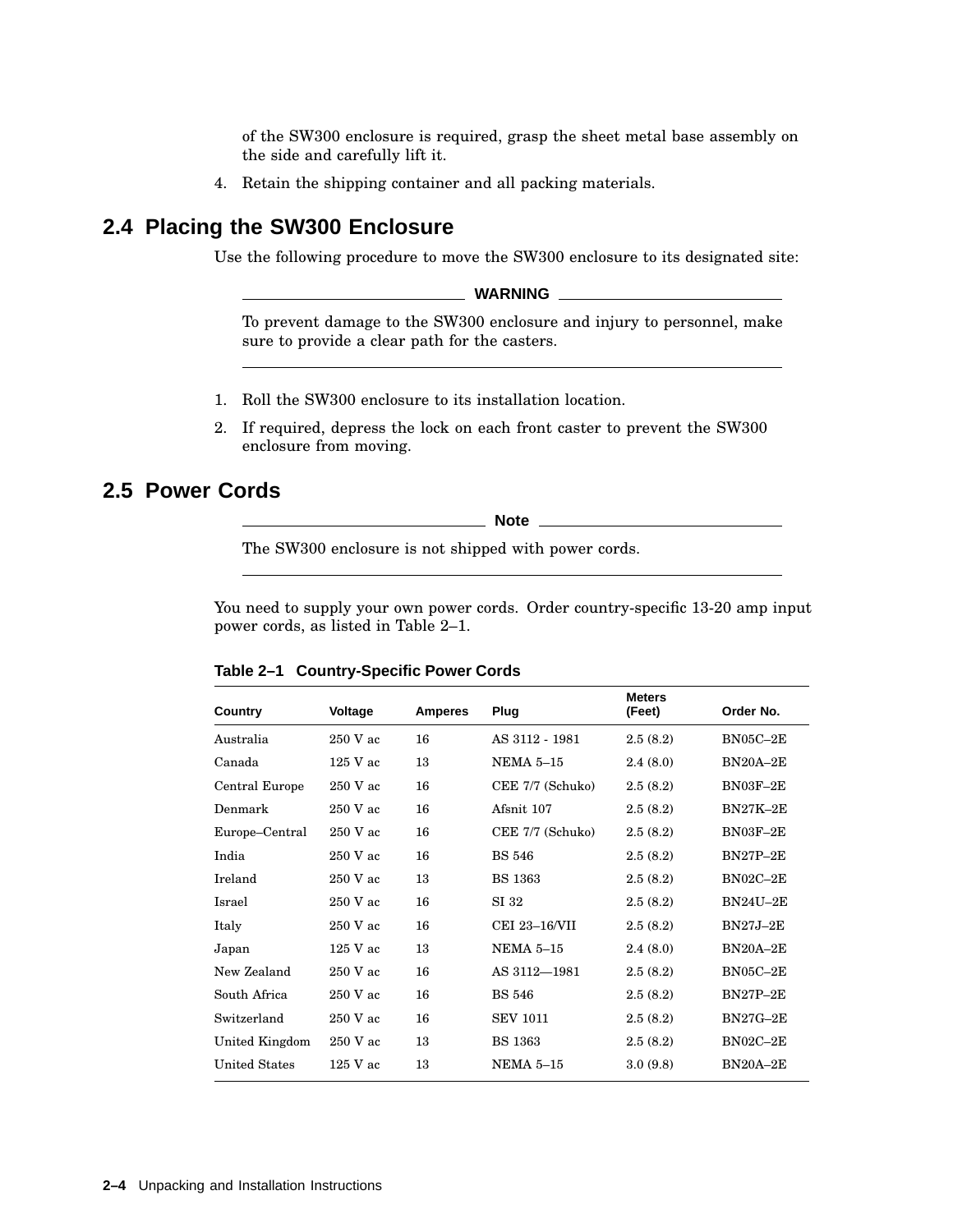of the SW300 enclosure is required, grasp the sheet metal base assembly on the side and carefully lift it.

4. Retain the shipping container and all packing materials.

## 2.4 Placing the SW300 Enclosure

Use the following procedure to move the SW300 enclosure to its designated site:

**WARNING**

To prevent damage to the SW300 enclosure and injury to personnel, make sure to provide a clear path for the casters.

1. Roll the SW300 enclosure to its installation location.
2. If required, depress the lock on each front caster to prevent the SW300 enclosure from moving.

## 2.5 Power Cords

**Note**

The SW300 enclosure is not shipped with power cords.

You need to supply your own power cords. Order country-specific 13-20 amp input power cords, as listed in Table 2–1.

**Table 2–1 Country-Specific Power Cords**

| Country | Voltage | Amperes | Plug | Meters (Feet) | Order No. |
|---|---|---|---|---|---|
| Australia | 250 V ac | 16 | AS 3112 - 1981 | 2.5 (8.2) | BN05C–2E |
| Canada | 125 V ac | 13 | NEMA 5–15 | 2.4 (8.0) | BN20A–2E |
| Central Europe | 250 V ac | 16 | CEE 7/7 (Schuko) | 2.5 (8.2) | BN03F–2E |
| Denmark | 250 V ac | 16 | Afsnit 107 | 2.5 (8.2) | BN27K–2E |
| Europe–Central | 250 V ac | 16 | CEE 7/7 (Schuko) | 2.5 (8.2) | BN03F–2E |
| India | 250 V ac | 16 | BS 546 | 2.5 (8.2) | BN27P–2E |
| Ireland | 250 V ac | 13 | BS 1363 | 2.5 (8.2) | BN02C–2E |
| Israel | 250 V ac | 16 | SI 32 | 2.5 (8.2) | BN24U–2E |
| Italy | 250 V ac | 16 | CEI 23–16/VII | 2.5 (8.2) | BN27J–2E |
| Japan | 125 V ac | 13 | NEMA 5–15 | 2.4 (8.0) | BN20A–2E |
| New Zealand | 250 V ac | 16 | AS 3112—1981 | 2.5 (8.2) | BN05C–2E |
| South Africa | 250 V ac | 16 | BS 546 | 2.5 (8.2) | BN27P–2E |
| Switzerland | 250 V ac | 16 | SEV 1011 | 2.5 (8.2) | BN27G–2E |
| United Kingdom | 250 V ac | 13 | BS 1363 | 2.5 (8.2) | BN02C–2E |
| United States | 125 V ac | 13 | NEMA 5–15 | 3.0 (9.8) | BN20A–2E |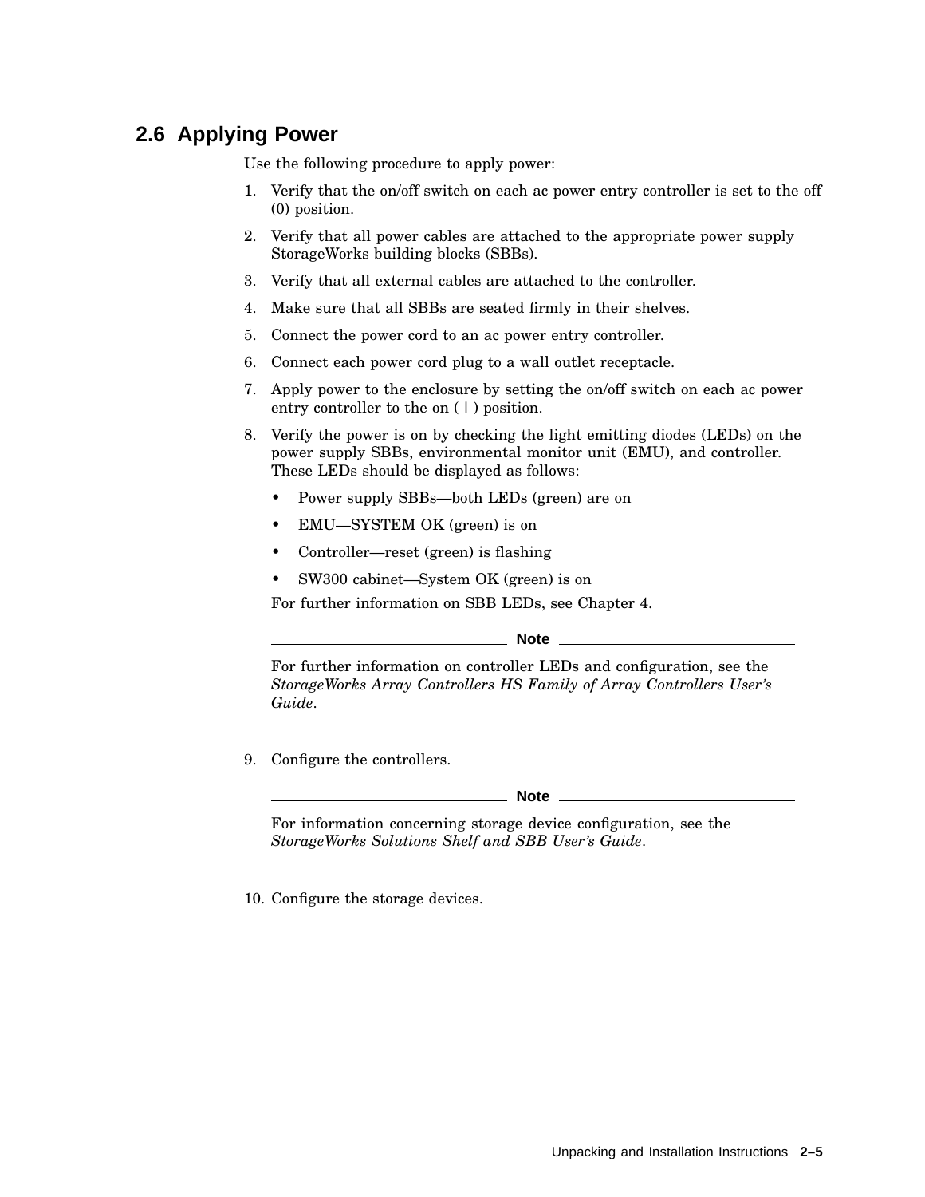## 2.6 Applying Power

Use the following procedure to apply power:

1. Verify that the on/off switch on each ac power entry controller is set to the off (0) position.
2. Verify that all power cables are attached to the appropriate power supply StorageWorks building blocks (SBBs).
3. Verify that all external cables are attached to the controller.
4. Make sure that all SBBs are seated firmly in their shelves.
5. Connect the power cord to an ac power entry controller.
6. Connect each power cord plug to a wall outlet receptacle.
7. Apply power to the enclosure by setting the on/off switch on each ac power entry controller to the on ( | ) position.
8. Verify the power is on by checking the light emitting diodes (LEDs) on the power supply SBBs, environmental monitor unit (EMU), and controller. These LEDs should be displayed as follows:
   - Power supply SBBs—both LEDs (green) are on
   - EMU—SYSTEM OK (green) is on
   - Controller—reset (green) is flashing
   - SW300 cabinet—System OK (green) is on

   For further information on SBB LEDs, see Chapter 4.

   **Note**

   For further information on controller LEDs and configuration, see the *StorageWorks Array Controllers HS Family of Array Controllers User's Guide*.

9. Configure the controllers.

   **Note**

   For information concerning storage device configuration, see the *StorageWorks Solutions Shelf and SBB User's Guide*.

10. Configure the storage devices.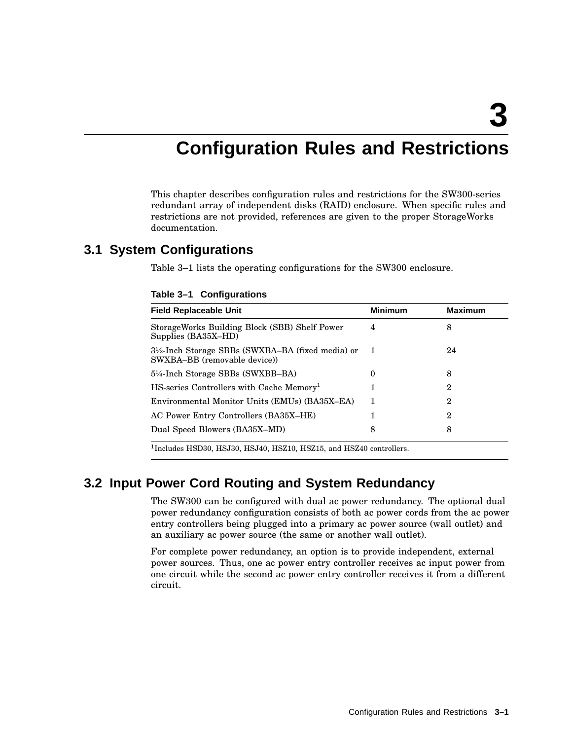# 3 Configuration Rules and Restrictions

This chapter describes configuration rules and restrictions for the SW300-series redundant array of independent disks (RAID) enclosure. When specific rules and restrictions are not provided, references are given to the proper StorageWorks documentation.

## 3.1 System Configurations

Table 3–1 lists the operating configurations for the SW300 enclosure.

**Table 3–1 Configurations**

| Field Replaceable Unit | Minimum | Maximum |
|---|---|---|
| StorageWorks Building Block (SBB) Shelf Power Supplies (BA35X–HD) | 4 | 8 |
| 3½-Inch Storage SBBs (SWXBA–BA (fixed media) or SWXBA–BB (removable device)) | 1 | 24 |
| 5¼-Inch Storage SBBs (SWXBB–BA) | 0 | 8 |
| HS-series Controllers with Cache Memory[1] | 1 | 2 |
| Environmental Monitor Units (EMUs) (BA35X–EA) | 1 | 2 |
| AC Power Entry Controllers (BA35X–HE) | 1 | 2 |
| Dual Speed Blowers (BA35X–MD) | 8 | 8 |

[1]Includes HSD30, HSJ30, HSJ40, HSZ10, HSZ15, and HSZ40 controllers.

## 3.2 Input Power Cord Routing and System Redundancy

The SW300 can be configured with dual ac power redundancy. The optional dual power redundancy configuration consists of both ac power cords from the ac power entry controllers being plugged into a primary ac power source (wall outlet) and an auxiliary ac power source (the same or another wall outlet).

For complete power redundancy, an option is to provide independent, external power sources. Thus, one ac power entry controller receives ac input power from one circuit while the second ac power entry controller receives it from a different circuit.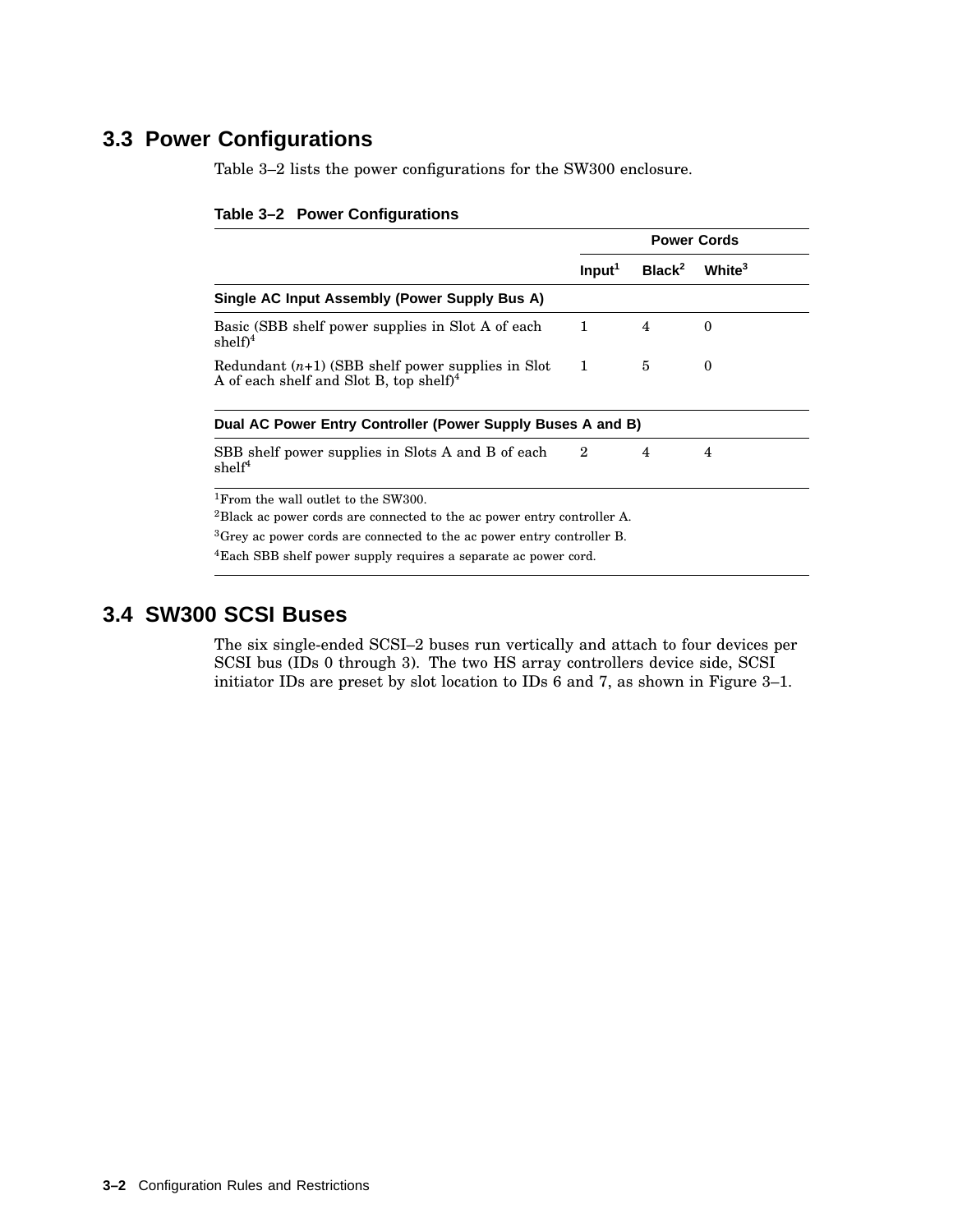## 3.3 Power Configurations

Table 3–2 lists the power configurations for the SW300 enclosure.

**Table 3–2 Power Configurations**

| | Power Cords | | |
|---|---|---|---|
| | Input[1] | Black[2] | White[3] |
| **Single AC Input Assembly (Power Supply Bus A)** | | | |
| Basic (SBB shelf power supplies in Slot A of each shelf)[4] | 1 | 4 | 0 |
| Redundant (*n*+1) (SBB shelf power supplies in Slot A of each shelf and Slot B, top shelf)[4] | 1 | 5 | 0 |
| **Dual AC Power Entry Controller (Power Supply Buses A and B)** | | | |
| SBB shelf power supplies in Slots A and B of each shelf[4] | 2 | 4 | 4 |

[1]From the wall outlet to the SW300.

[2]Black ac power cords are connected to the ac power entry controller A.

[3]Grey ac power cords are connected to the ac power entry controller B.

[4]Each SBB shelf power supply requires a separate ac power cord.

## 3.4 SW300 SCSI Buses

The six single-ended SCSI–2 buses run vertically and attach to four devices per SCSI bus (IDs 0 through 3). The two HS array controllers device side, SCSI initiator IDs are preset by slot location to IDs 6 and 7, as shown in Figure 3–1.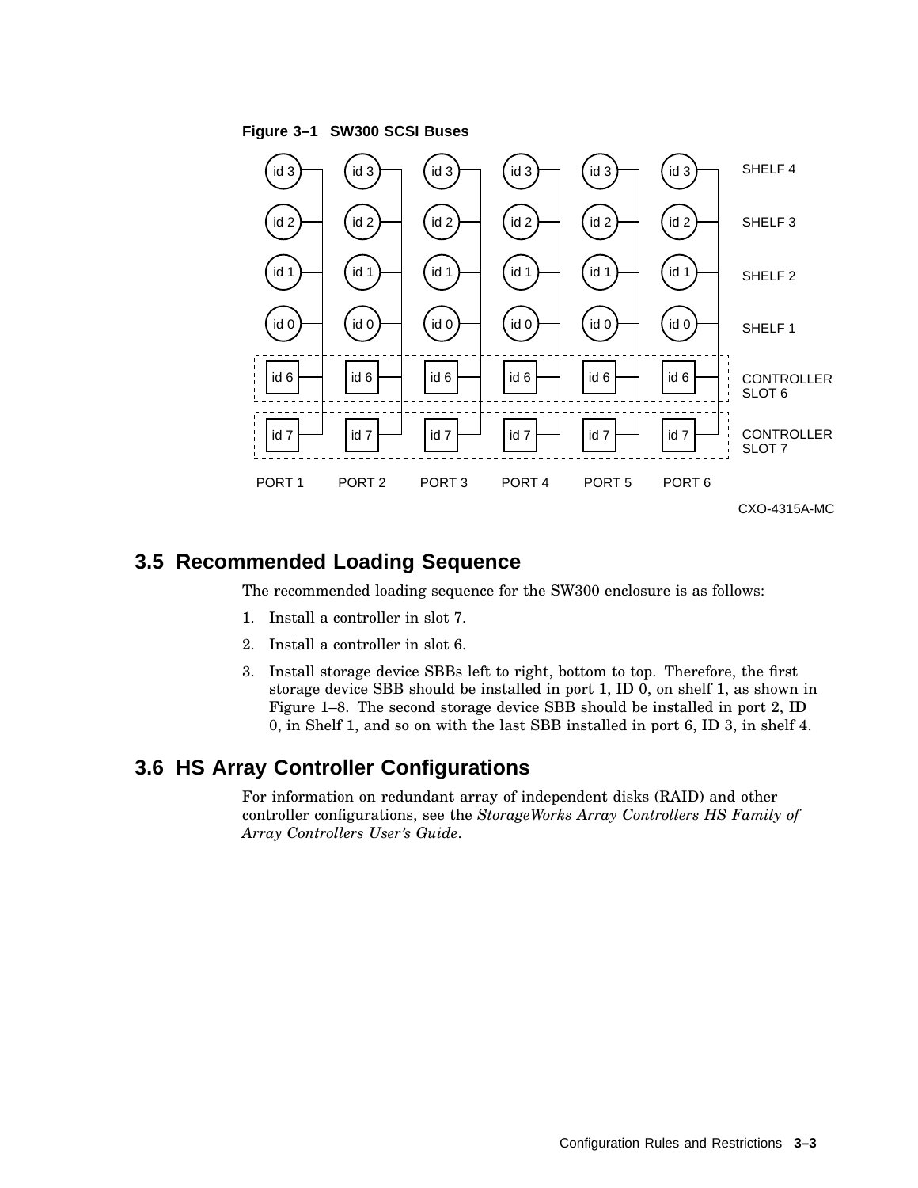**Figure 3–1 SW300 SCSI Buses**

| | PORT 1 | PORT 2 | PORT 3 | PORT 4 | PORT 5 | PORT 6 |
|---|---|---|---|---|---|---|
| SHELF 4 | id 3 | id 3 | id 3 | id 3 | id 3 | id 3 |
| SHELF 3 | id 2 | id 2 | id 2 | id 2 | id 2 | id 2 |
| SHELF 2 | id 1 | id 1 | id 1 | id 1 | id 1 | id 1 |
| SHELF 1 | id 0 | id 0 | id 0 | id 0 | id 0 | id 0 |
| CONTROLLER SLOT 6 | id 6 | id 6 | id 6 | id 6 | id 6 | id 6 |
| CONTROLLER SLOT 7 | id 7 | id 7 | id 7 | id 7 | id 7 | id 7 |

CXO-4315A-MC

## 3.5 Recommended Loading Sequence

The recommended loading sequence for the SW300 enclosure is as follows:

1. Install a controller in slot 7.
2. Install a controller in slot 6.
3. Install storage device SBBs left to right, bottom to top. Therefore, the first storage device SBB should be installed in port 1, ID 0, on shelf 1, as shown in Figure 1–8. The second storage device SBB should be installed in port 2, ID 0, in Shelf 1, and so on with the last SBB installed in port 6, ID 3, in shelf 4.

## 3.6 HS Array Controller Configurations

For information on redundant array of independent disks (RAID) and other controller configurations, see the *StorageWorks Array Controllers HS Family of Array Controllers User's Guide*.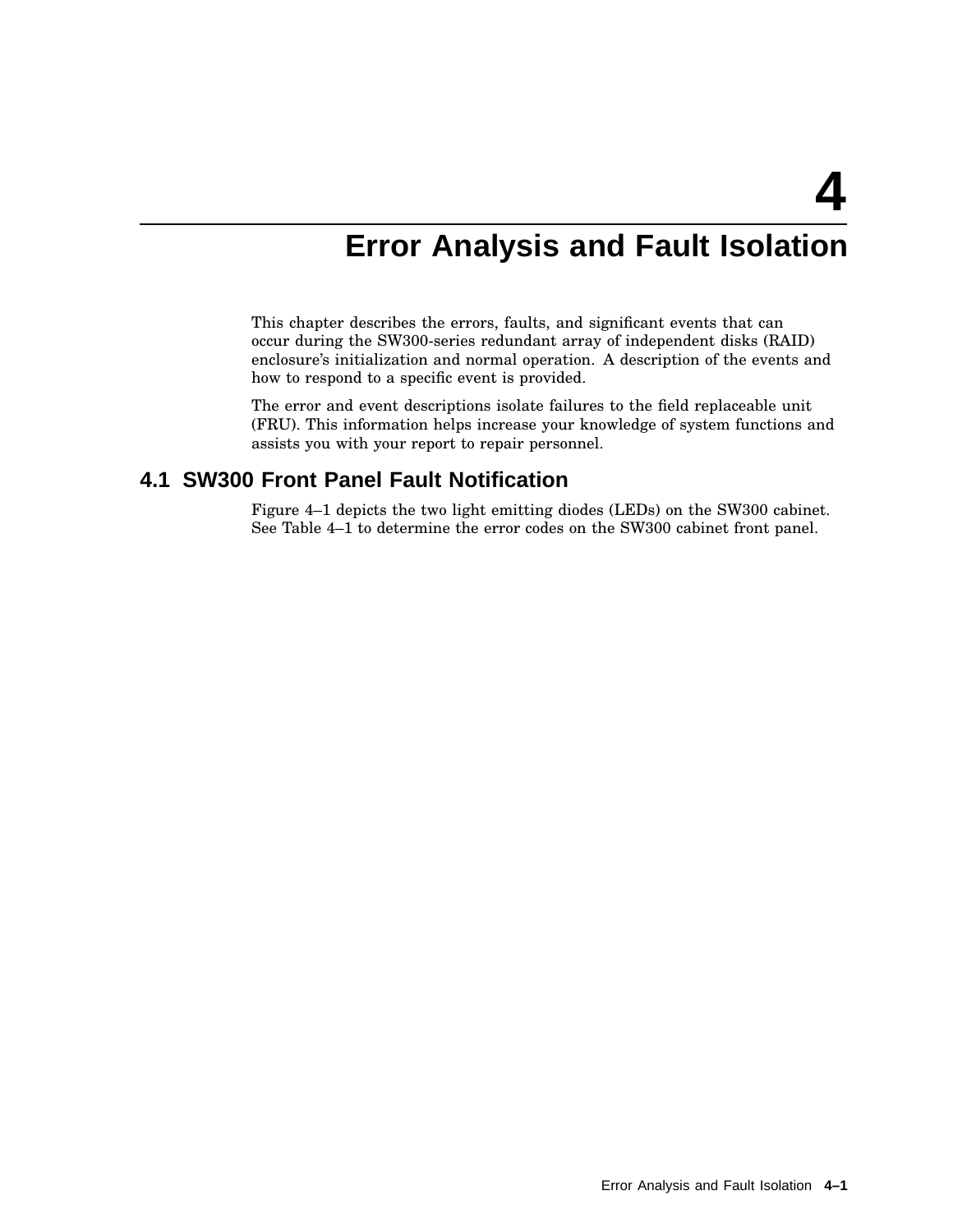# 4 Error Analysis and Fault Isolation

This chapter describes the errors, faults, and significant events that can occur during the SW300-series redundant array of independent disks (RAID) enclosure's initialization and normal operation. A description of the events and how to respond to a specific event is provided.

The error and event descriptions isolate failures to the field replaceable unit (FRU). This information helps increase your knowledge of system functions and assists you with your report to repair personnel.

## 4.1 SW300 Front Panel Fault Notification

Figure 4–1 depicts the two light emitting diodes (LEDs) on the SW300 cabinet. See Table 4–1 to determine the error codes on the SW300 cabinet front panel.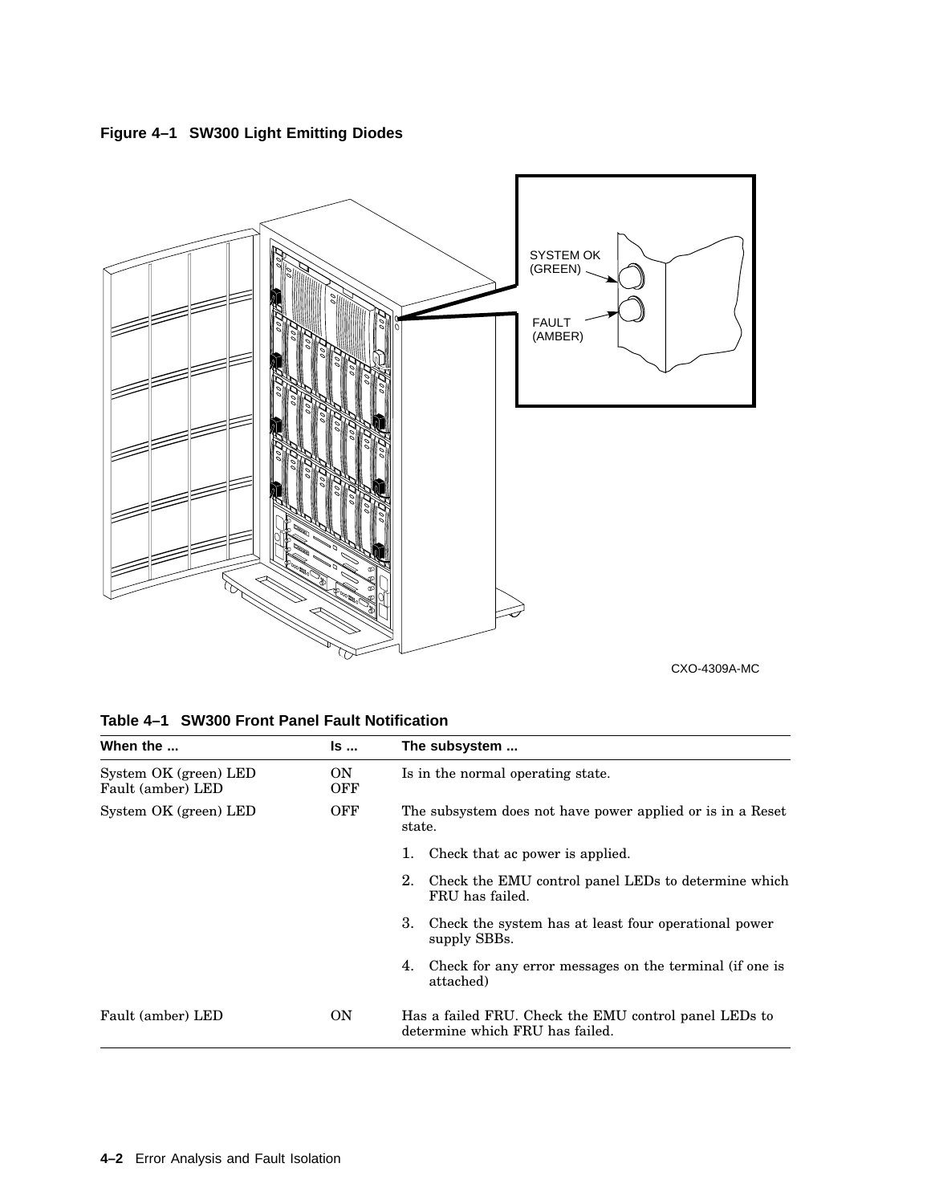**Figure 4–1 SW300 Light Emitting Diodes**

SYSTEM OK (GREEN)

FAULT (AMBER)

CXO-4309A-MC

**Table 4–1 SW300 Front Panel Fault Notification**

| When the ... | Is ... | The subsystem ... |
|---|---|---|
| System OK (green) LED<br>Fault (amber) LED | ON<br>OFF | Is in the normal operating state. |
| System OK (green) LED | OFF | The subsystem does not have power applied or is in a Reset state.<br>1. Check that ac power is applied.<br>2. Check the EMU control panel LEDs to determine which FRU has failed.<br>3. Check the system has at least four operational power supply SBBs.<br>4. Check for any error messages on the terminal (if one is attached) |
| Fault (amber) LED | ON | Has a failed FRU. Check the EMU control panel LEDs to determine which FRU has failed. |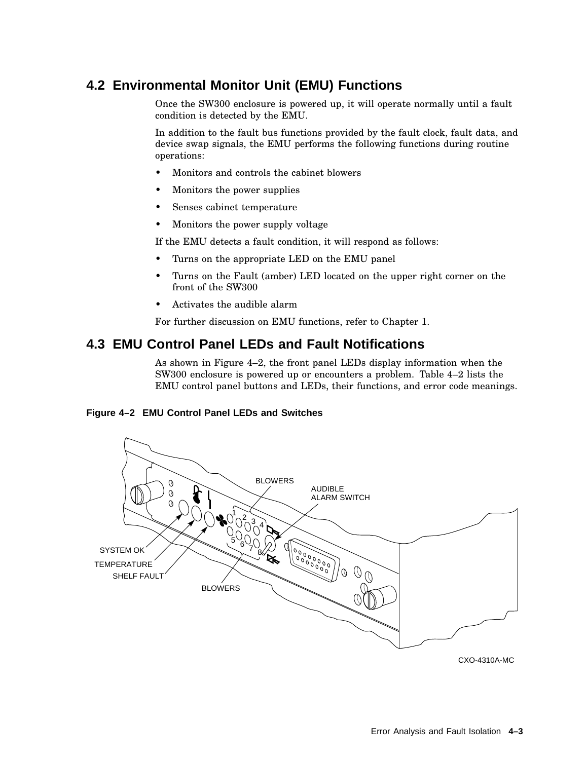## 4.2 Environmental Monitor Unit (EMU) Functions

Once the SW300 enclosure is powered up, it will operate normally until a fault condition is detected by the EMU.

In addition to the fault bus functions provided by the fault clock, fault data, and device swap signals, the EMU performs the following functions during routine operations:

- Monitors and controls the cabinet blowers
- Monitors the power supplies
- Senses cabinet temperature
- Monitors the power supply voltage

If the EMU detects a fault condition, it will respond as follows:

- Turns on the appropriate LED on the EMU panel
- Turns on the Fault (amber) LED located on the upper right corner on the front of the SW300
- Activates the audible alarm

For further discussion on EMU functions, refer to Chapter 1.

## 4.3 EMU Control Panel LEDs and Fault Notifications

As shown in Figure 4–2, the front panel LEDs display information when the SW300 enclosure is powered up or encounters a problem. Table 4–2 lists the EMU control panel buttons and LEDs, their functions, and error code meanings.

**Figure 4–2 EMU Control Panel LEDs and Switches**

BLOWERS
AUDIBLE ALARM SWITCH
SYSTEM OK
TEMPERATURE
SHELF FAULT
BLOWERS

CXO-4310A-MC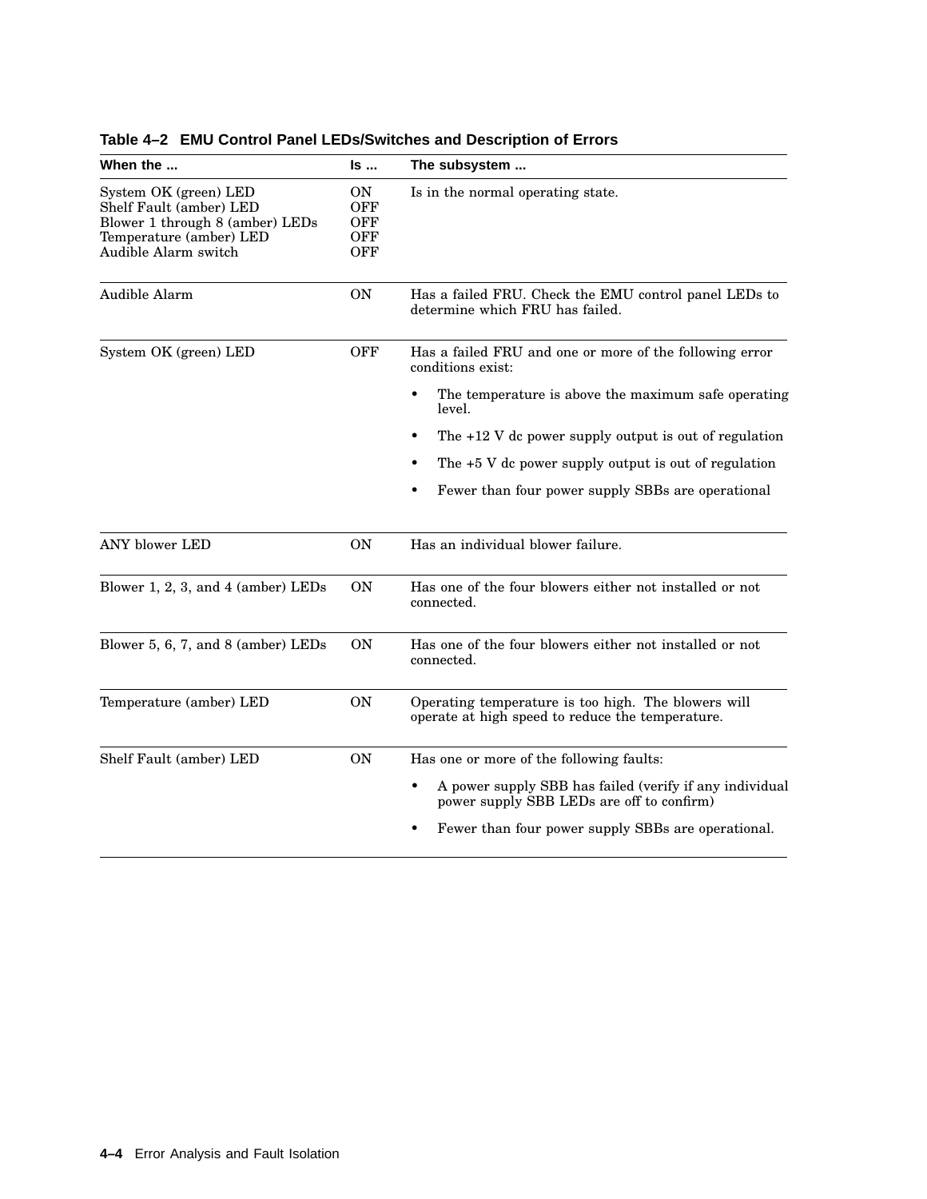**Table 4–2 EMU Control Panel LEDs/Switches and Description of Errors**

| When the ... | Is ... | The subsystem ... |
|---|---|---|
| System OK (green) LED<br>Shelf Fault (amber) LED<br>Blower 1 through 8 (amber) LEDs<br>Temperature (amber) LED<br>Audible Alarm switch | ON<br>OFF<br>OFF<br>OFF<br>OFF | Is in the normal operating state. |
| Audible Alarm | ON | Has a failed FRU. Check the EMU control panel LEDs to determine which FRU has failed. |
| System OK (green) LED | OFF | Has a failed FRU and one or more of the following error conditions exist:<br>• The temperature is above the maximum safe operating level.<br>• The +12 V dc power supply output is out of regulation<br>• The +5 V dc power supply output is out of regulation<br>• Fewer than four power supply SBBs are operational |
| ANY blower LED | ON | Has an individual blower failure. |
| Blower 1, 2, 3, and 4 (amber) LEDs | ON | Has one of the four blowers either not installed or not connected. |
| Blower 5, 6, 7, and 8 (amber) LEDs | ON | Has one of the four blowers either not installed or not connected. |
| Temperature (amber) LED | ON | Operating temperature is too high. The blowers will operate at high speed to reduce the temperature. |
| Shelf Fault (amber) LED | ON | Has one or more of the following faults:<br>• A power supply SBB has failed (verify if any individual power supply SBB LEDs are off to confirm)<br>• Fewer than four power supply SBBs are operational. |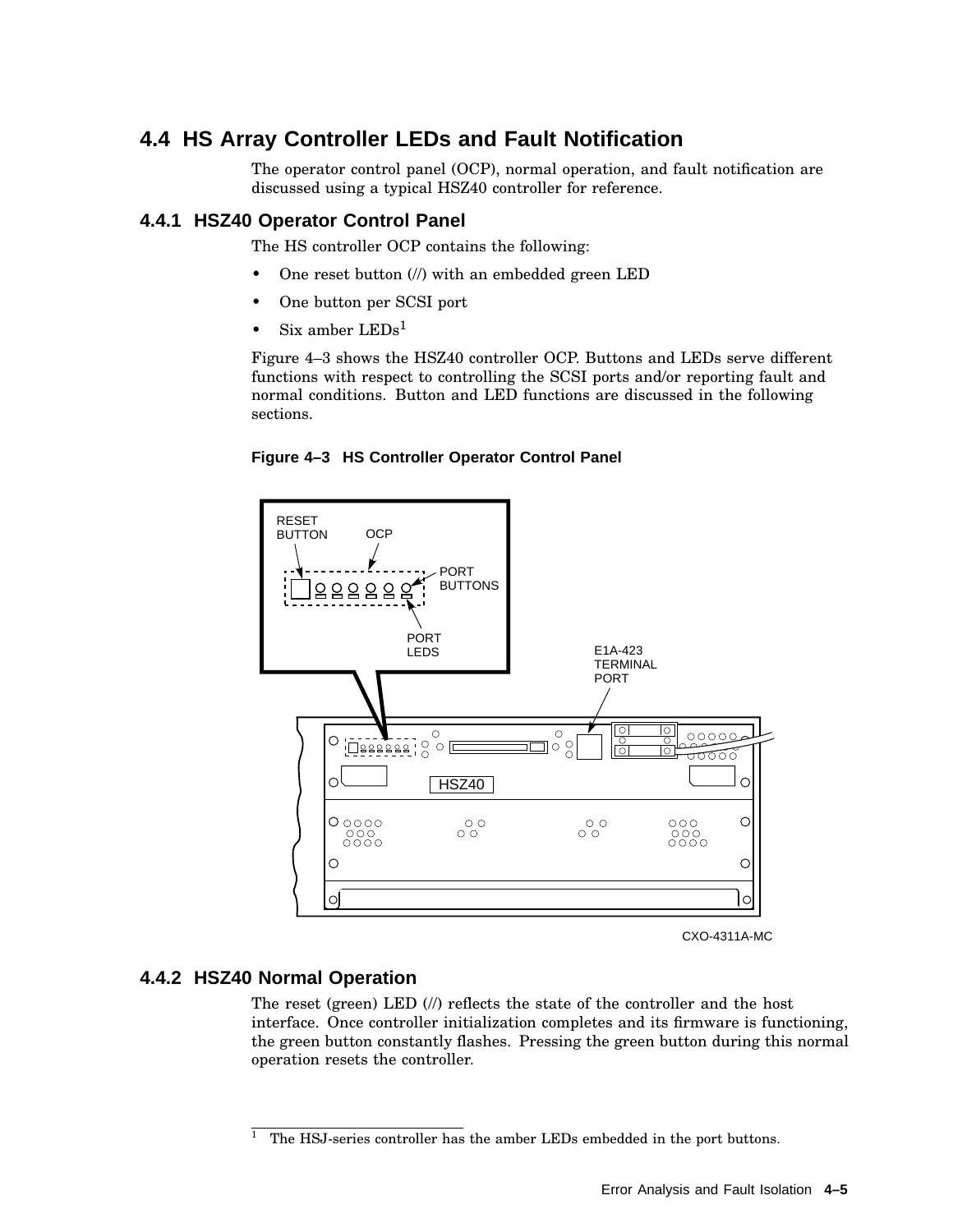## 4.4 HS Array Controller LEDs and Fault Notification

The operator control panel (OCP), normal operation, and fault notification are discussed using a typical HSZ40 controller for reference.

### 4.4.1 HSZ40 Operator Control Panel

The HS controller OCP contains the following:

- One reset button (//) with an embedded green LED
- One button per SCSI port
- Six amber LEDs[1]

Figure 4–3 shows the HSZ40 controller OCP. Buttons and LEDs serve different functions with respect to controlling the SCSI ports and/or reporting fault and normal conditions. Button and LED functions are discussed in the following sections.

**Figure 4–3 HS Controller Operator Control Panel**

### 4.4.2 HSZ40 Normal Operation

The reset (green) LED (//) reflects the state of the controller and the host interface. Once controller initialization completes and its firmware is functioning, the green button constantly flashes. Pressing the green button during this normal operation resets the controller.

---

[1] The HSJ-series controller has the amber LEDs embedded in the port buttons.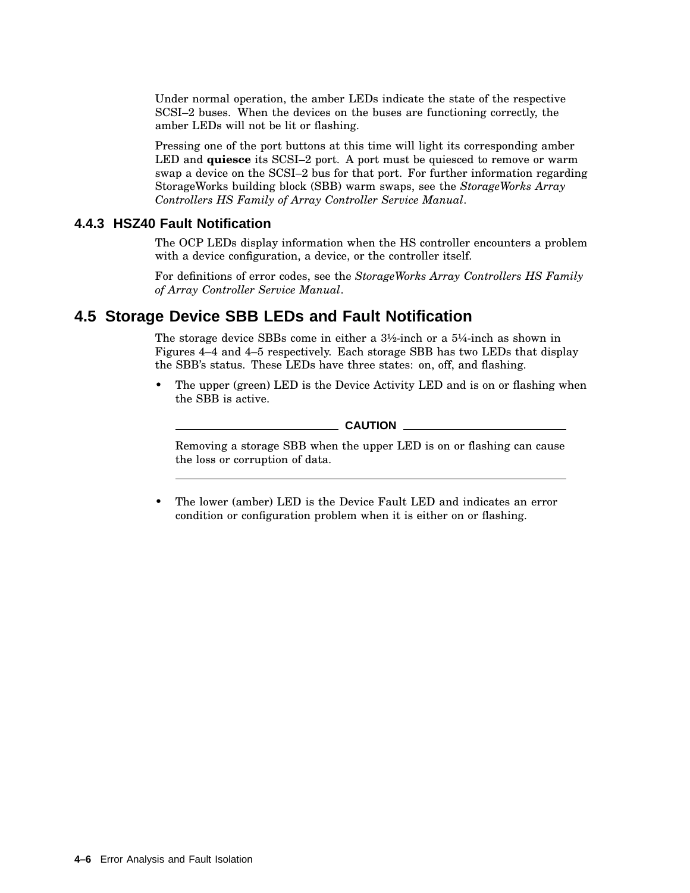Under normal operation, the amber LEDs indicate the state of the respective SCSI–2 buses. When the devices on the buses are functioning correctly, the amber LEDs will not be lit or flashing.

Pressing one of the port buttons at this time will light its corresponding amber LED and **quiesce** its SCSI–2 port. A port must be quiesced to remove or warm swap a device on the SCSI–2 bus for that port. For further information regarding StorageWorks building block (SBB) warm swaps, see the *StorageWorks Array Controllers HS Family of Array Controller Service Manual*.

### 4.4.3 HSZ40 Fault Notification

The OCP LEDs display information when the HS controller encounters a problem with a device configuration, a device, or the controller itself.

For definitions of error codes, see the *StorageWorks Array Controllers HS Family of Array Controller Service Manual*.

## 4.5 Storage Device SBB LEDs and Fault Notification

The storage device SBBs come in either a 3½-inch or a 5¼-inch as shown in Figures 4–4 and 4–5 respectively. Each storage SBB has two LEDs that display the SBB's status. These LEDs have three states: on, off, and flashing.

- The upper (green) LED is the Device Activity LED and is on or flashing when the SBB is active.

**CAUTION**

Removing a storage SBB when the upper LED is on or flashing can cause the loss or corruption of data.

- The lower (amber) LED is the Device Fault LED and indicates an error condition or configuration problem when it is either on or flashing.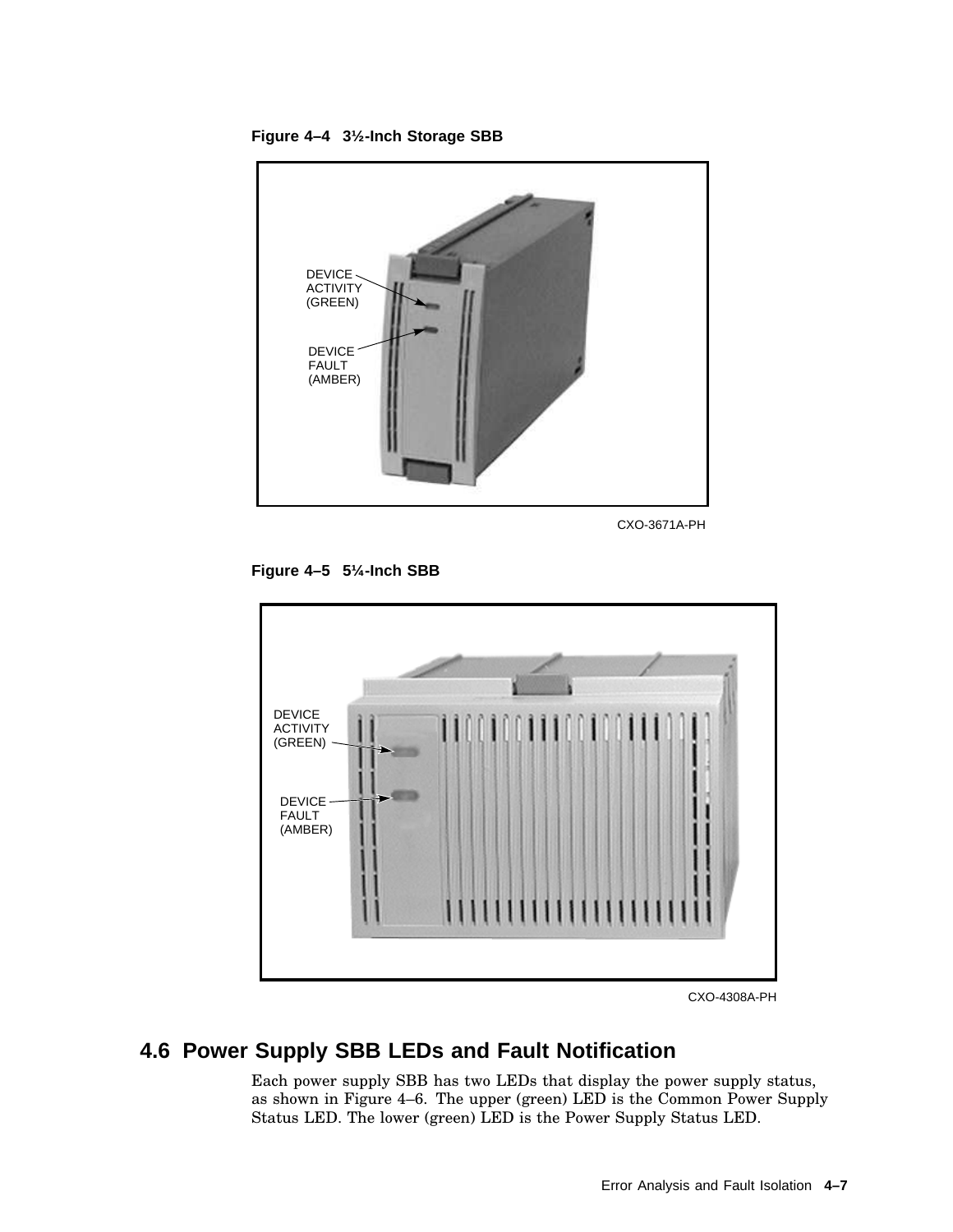**Figure 4–4 3½-Inch Storage SBB**

DEVICE ACTIVITY (GREEN)

DEVICE FAULT (AMBER)

CXO-3671A-PH

**Figure 4–5 5¼-Inch SBB**

DEVICE ACTIVITY (GREEN)

DEVICE FAULT (AMBER)

CXO-4308A-PH

## 4.6 Power Supply SBB LEDs and Fault Notification

Each power supply SBB has two LEDs that display the power supply status, as shown in Figure 4–6. The upper (green) LED is the Common Power Supply Status LED. The lower (green) LED is the Power Supply Status LED.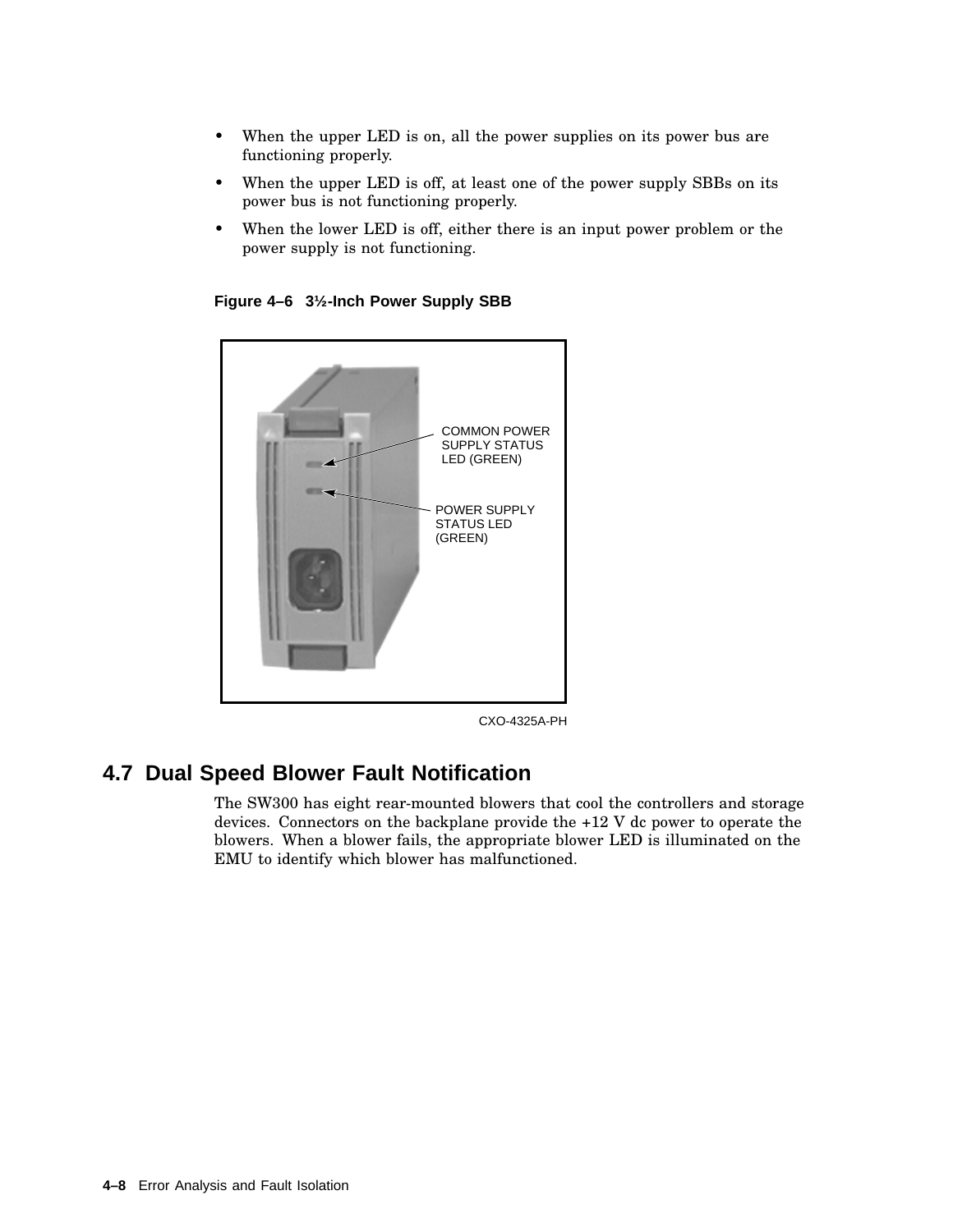- When the upper LED is on, all the power supplies on its power bus are functioning properly.
- When the upper LED is off, at least one of the power supply SBBs on its power bus is not functioning properly.
- When the lower LED is off, either there is an input power problem or the power supply is not functioning.

**Figure 4–6 3½-Inch Power Supply SBB**

COMMON POWER SUPPLY STATUS LED (GREEN)

POWER SUPPLY STATUS LED (GREEN)

CXO-4325A-PH

## 4.7 Dual Speed Blower Fault Notification

The SW300 has eight rear-mounted blowers that cool the controllers and storage devices. Connectors on the backplane provide the +12 V dc power to operate the blowers. When a blower fails, the appropriate blower LED is illuminated on the EMU to identify which blower has malfunctioned.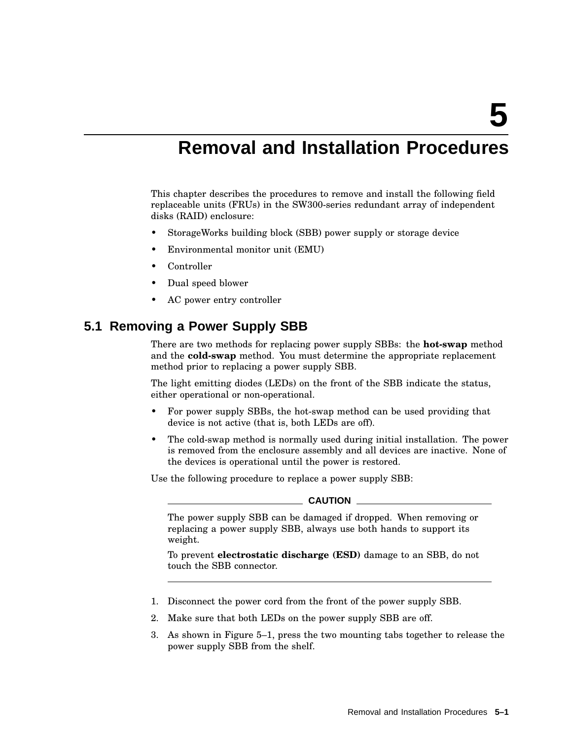# 5 Removal and Installation Procedures

This chapter describes the procedures to remove and install the following field replaceable units (FRUs) in the SW300-series redundant array of independent disks (RAID) enclosure:

- StorageWorks building block (SBB) power supply or storage device
- Environmental monitor unit (EMU)
- Controller
- Dual speed blower
- AC power entry controller

## 5.1 Removing a Power Supply SBB

There are two methods for replacing power supply SBBs: the **hot-swap** method and the **cold-swap** method. You must determine the appropriate replacement method prior to replacing a power supply SBB.

The light emitting diodes (LEDs) on the front of the SBB indicate the status, either operational or non-operational.

- For power supply SBBs, the hot-swap method can be used providing that device is not active (that is, both LEDs are off).
- The cold-swap method is normally used during initial installation. The power is removed from the enclosure assembly and all devices are inactive. None of the devices is operational until the power is restored.

Use the following procedure to replace a power supply SBB:

**CAUTION**

The power supply SBB can be damaged if dropped. When removing or replacing a power supply SBB, always use both hands to support its weight.

To prevent **electrostatic discharge (ESD)** damage to an SBB, do not touch the SBB connector.

---

1. Disconnect the power cord from the front of the power supply SBB.
2. Make sure that both LEDs on the power supply SBB are off.
3. As shown in Figure 5–1, press the two mounting tabs together to release the power supply SBB from the shelf.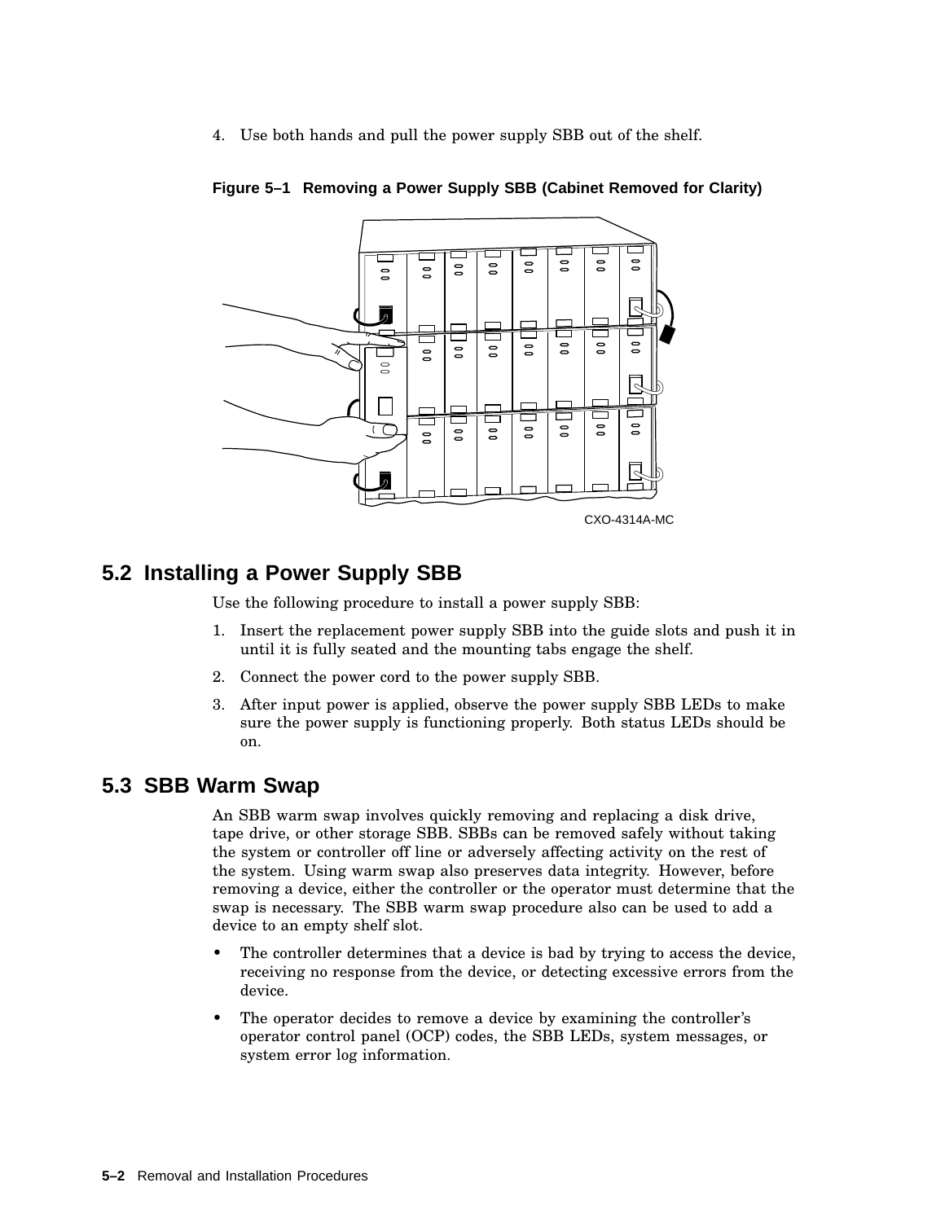4. Use both hands and pull the power supply SBB out of the shelf.

**Figure 5–1 Removing a Power Supply SBB (Cabinet Removed for Clarity)**

CXO-4314A-MC

## 5.2 Installing a Power Supply SBB

Use the following procedure to install a power supply SBB:

1. Insert the replacement power supply SBB into the guide slots and push it in until it is fully seated and the mounting tabs engage the shelf.
2. Connect the power cord to the power supply SBB.
3. After input power is applied, observe the power supply SBB LEDs to make sure the power supply is functioning properly. Both status LEDs should be on.

## 5.3 SBB Warm Swap

An SBB warm swap involves quickly removing and replacing a disk drive, tape drive, or other storage SBB. SBBs can be removed safely without taking the system or controller off line or adversely affecting activity on the rest of the system. Using warm swap also preserves data integrity. However, before removing a device, either the controller or the operator must determine that the swap is necessary. The SBB warm swap procedure also can be used to add a device to an empty shelf slot.

- The controller determines that a device is bad by trying to access the device, receiving no response from the device, or detecting excessive errors from the device.
- The operator decides to remove a device by examining the controller's operator control panel (OCP) codes, the SBB LEDs, system messages, or system error log information.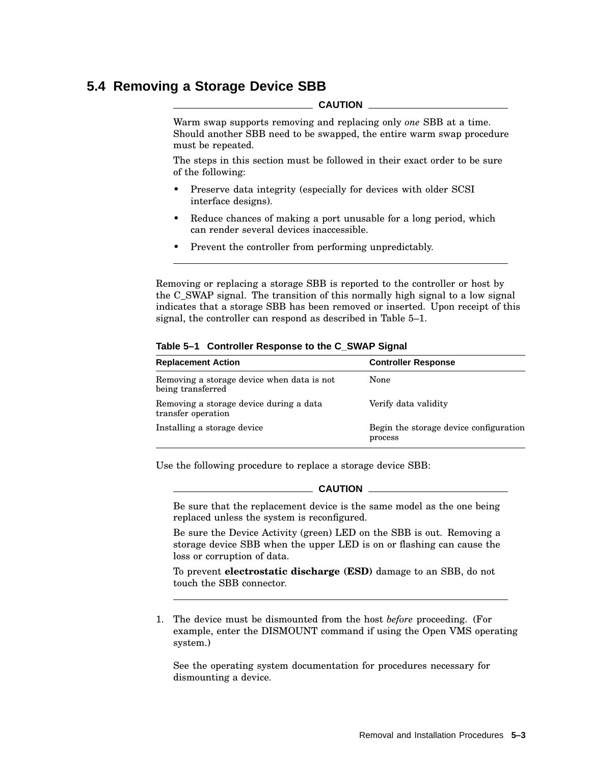## 5.4 Removing a Storage Device SBB

**CAUTION**

Warm swap supports removing and replacing only *one* SBB at a time. Should another SBB need to be swapped, the entire warm swap procedure must be repeated.

The steps in this section must be followed in their exact order to be sure of the following:

- Preserve data integrity (especially for devices with older SCSI interface designs).
- Reduce chances of making a port unusable for a long period, which can render several devices inaccessible.
- Prevent the controller from performing unpredictably.

---

Removing or replacing a storage SBB is reported to the controller or host by the C_SWAP signal. The transition of this normally high signal to a low signal indicates that a storage SBB has been removed or inserted. Upon receipt of this signal, the controller can respond as described in Table 5–1.

**Table 5–1 Controller Response to the C_SWAP Signal**

| Replacement Action | Controller Response |
|---|---|
| Removing a storage device when data is not being transferred | None |
| Removing a storage device during a data transfer operation | Verify data validity |
| Installing a storage device | Begin the storage device configuration process |

Use the following procedure to replace a storage device SBB:

**CAUTION**

Be sure that the replacement device is the same model as the one being replaced unless the system is reconfigured.

Be sure the Device Activity (green) LED on the SBB is out. Removing a storage device SBB when the upper LED is on or flashing can cause the loss or corruption of data.

To prevent **electrostatic discharge (ESD)** damage to an SBB, do not touch the SBB connector.

---

1. The device must be dismounted from the host *before* proceeding. (For example, enter the DISMOUNT command if using the Open VMS operating system.)

   See the operating system documentation for procedures necessary for dismounting a device.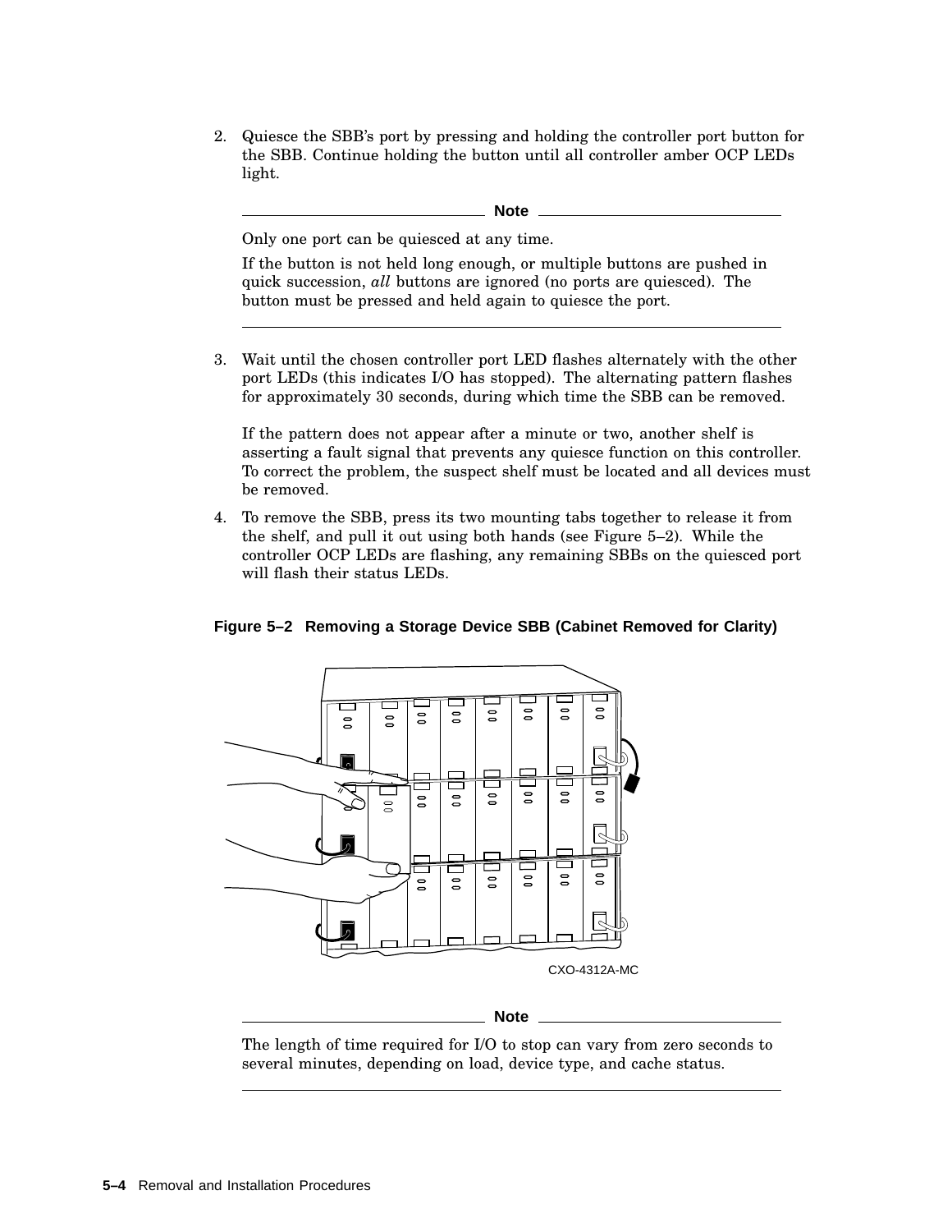2. Quiesce the SBB's port by pressing and holding the controller port button for the SBB. Continue holding the button until all controller amber OCP LEDs light.

**Note**

Only one port can be quiesced at any time.

If the button is not held long enough, or multiple buttons are pushed in quick succession, *all* buttons are ignored (no ports are quiesced). The button must be pressed and held again to quiesce the port.

---

3. Wait until the chosen controller port LED flashes alternately with the other port LEDs (this indicates I/O has stopped). The alternating pattern flashes for approximately 30 seconds, during which time the SBB can be removed.

   If the pattern does not appear after a minute or two, another shelf is asserting a fault signal that prevents any quiesce function on this controller. To correct the problem, the suspect shelf must be located and all devices must be removed.

4. To remove the SBB, press its two mounting tabs together to release it from the shelf, and pull it out using both hands (see Figure 5–2). While the controller OCP LEDs are flashing, any remaining SBBs on the quiesced port will flash their status LEDs.

**Figure 5–2 Removing a Storage Device SBB (Cabinet Removed for Clarity)**

CXO-4312A-MC

**Note**

The length of time required for I/O to stop can vary from zero seconds to several minutes, depending on load, device type, and cache status.

---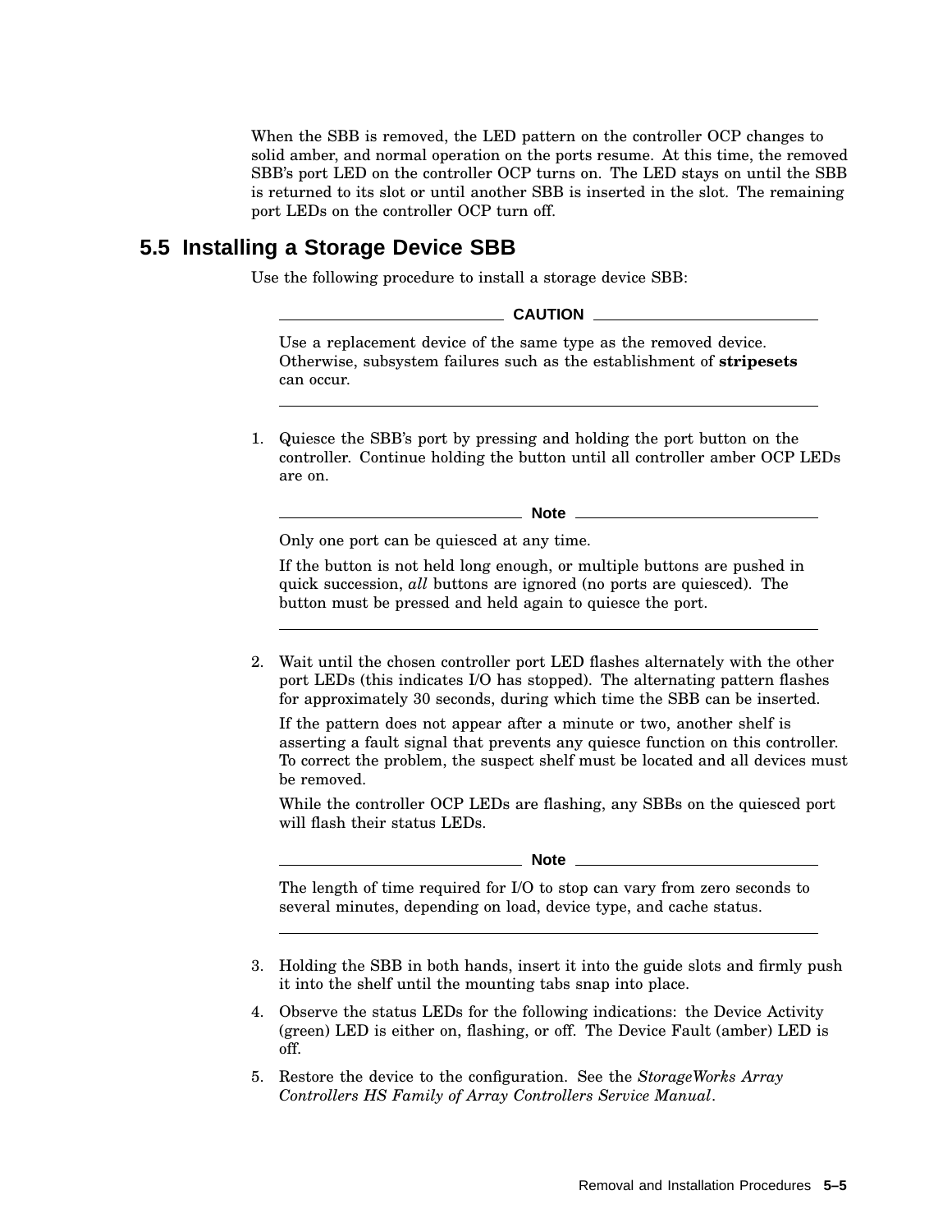When the SBB is removed, the LED pattern on the controller OCP changes to solid amber, and normal operation on the ports resume. At this time, the removed SBB's port LED on the controller OCP turns on. The LED stays on until the SBB is returned to its slot or until another SBB is inserted in the slot. The remaining port LEDs on the controller OCP turn off.

## 5.5 Installing a Storage Device SBB

Use the following procedure to install a storage device SBB:

**CAUTION**

Use a replacement device of the same type as the removed device. Otherwise, subsystem failures such as the establishment of **stripesets** can occur.

---

1. Quiesce the SBB's port by pressing and holding the port button on the controller. Continue holding the button until all controller amber OCP LEDs are on.

   **Note**

   Only one port can be quiesced at any time.

   If the button is not held long enough, or multiple buttons are pushed in quick succession, *all* buttons are ignored (no ports are quiesced). The button must be pressed and held again to quiesce the port.

   ---

2. Wait until the chosen controller port LED flashes alternately with the other port LEDs (this indicates I/O has stopped). The alternating pattern flashes for approximately 30 seconds, during which time the SBB can be inserted.

   If the pattern does not appear after a minute or two, another shelf is asserting a fault signal that prevents any quiesce function on this controller. To correct the problem, the suspect shelf must be located and all devices must be removed.

   While the controller OCP LEDs are flashing, any SBBs on the quiesced port will flash their status LEDs.

   **Note**

   The length of time required for I/O to stop can vary from zero seconds to several minutes, depending on load, device type, and cache status.

   ---

3. Holding the SBB in both hands, insert it into the guide slots and firmly push it into the shelf until the mounting tabs snap into place.
4. Observe the status LEDs for the following indications: the Device Activity (green) LED is either on, flashing, or off. The Device Fault (amber) LED is off.
5. Restore the device to the configuration. See the *StorageWorks Array Controllers HS Family of Array Controllers Service Manual*.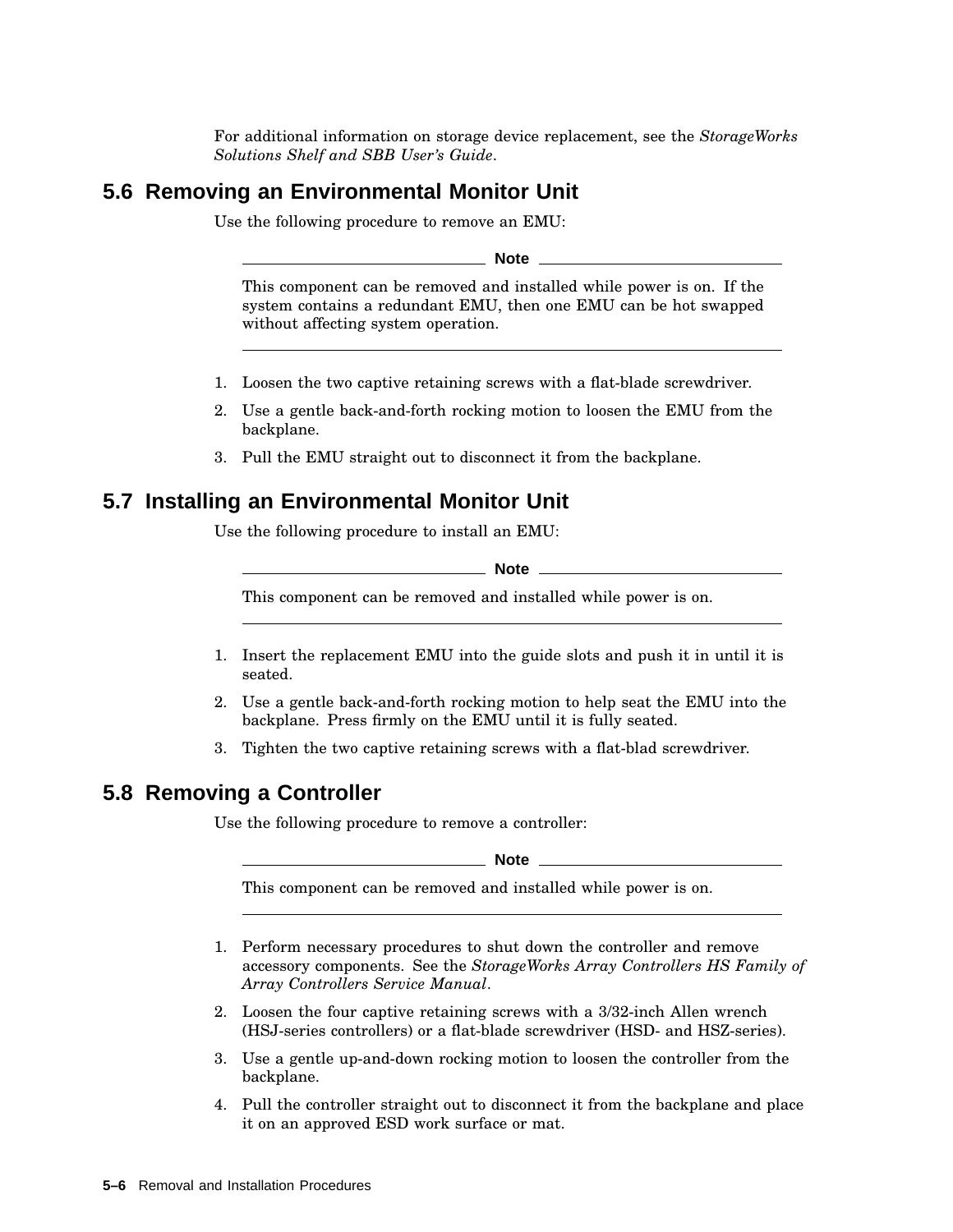For additional information on storage device replacement, see the *StorageWorks Solutions Shelf and SBB User's Guide*.

## 5.6 Removing an Environmental Monitor Unit

Use the following procedure to remove an EMU:

---

**Note**

This component can be removed and installed while power is on. If the system contains a redundant EMU, then one EMU can be hot swapped without affecting system operation.

---

1. Loosen the two captive retaining screws with a flat-blade screwdriver.
2. Use a gentle back-and-forth rocking motion to loosen the EMU from the backplane.
3. Pull the EMU straight out to disconnect it from the backplane.

## 5.7 Installing an Environmental Monitor Unit

Use the following procedure to install an EMU:

---

**Note**

This component can be removed and installed while power is on.

---

1. Insert the replacement EMU into the guide slots and push it in until it is seated.
2. Use a gentle back-and-forth rocking motion to help seat the EMU into the backplane. Press firmly on the EMU until it is fully seated.
3. Tighten the two captive retaining screws with a flat-blad screwdriver.

## 5.8 Removing a Controller

Use the following procedure to remove a controller:

---

**Note**

This component can be removed and installed while power is on.

---

1. Perform necessary procedures to shut down the controller and remove accessory components. See the *StorageWorks Array Controllers HS Family of Array Controllers Service Manual*.
2. Loosen the four captive retaining screws with a 3/32-inch Allen wrench (HSJ-series controllers) or a flat-blade screwdriver (HSD- and HSZ-series).
3. Use a gentle up-and-down rocking motion to loosen the controller from the backplane.
4. Pull the controller straight out to disconnect it from the backplane and place it on an approved ESD work surface or mat.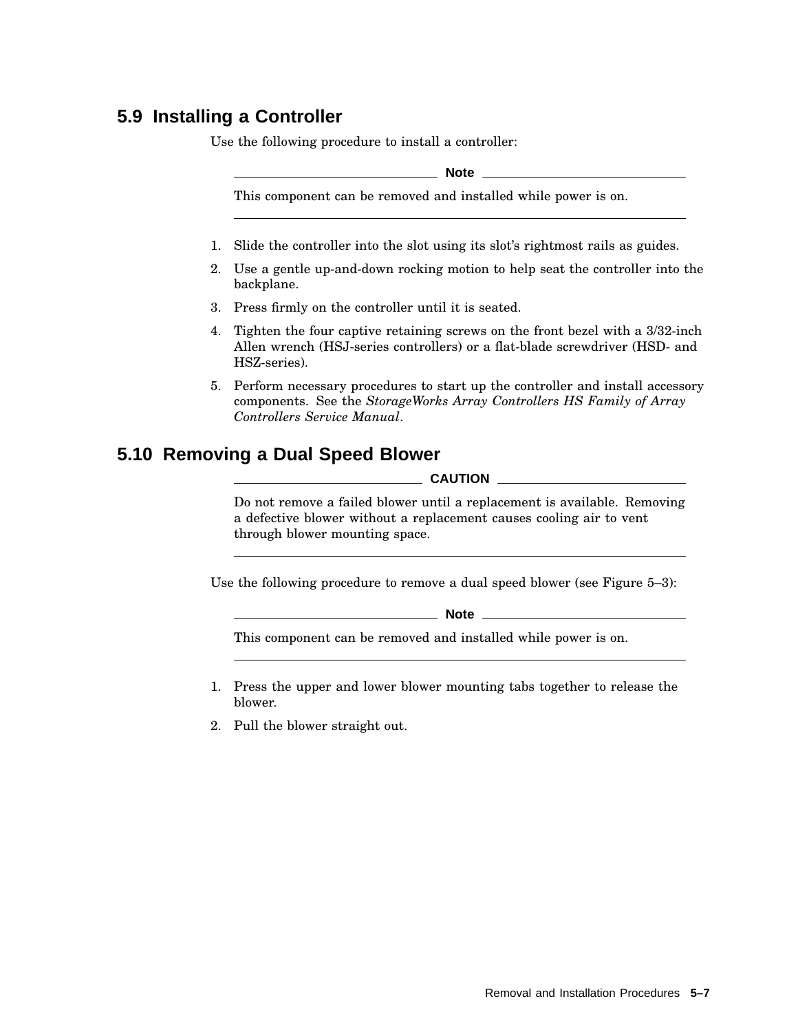## 5.9 Installing a Controller

Use the following procedure to install a controller:

---

**Note**

This component can be removed and installed while power is on.

---

1. Slide the controller into the slot using its slot's rightmost rails as guides.
2. Use a gentle up-and-down rocking motion to help seat the controller into the backplane.
3. Press firmly on the controller until it is seated.
4. Tighten the four captive retaining screws on the front bezel with a 3/32-inch Allen wrench (HSJ-series controllers) or a flat-blade screwdriver (HSD- and HSZ-series).
5. Perform necessary procedures to start up the controller and install accessory components. See the *StorageWorks Array Controllers HS Family of Array Controllers Service Manual*.

## 5.10 Removing a Dual Speed Blower

---

**CAUTION**

Do not remove a failed blower until a replacement is available. Removing a defective blower without a replacement causes cooling air to vent through blower mounting space.

---

Use the following procedure to remove a dual speed blower (see Figure 5–3):

---

**Note**

This component can be removed and installed while power is on.

---

1. Press the upper and lower blower mounting tabs together to release the blower.
2. Pull the blower straight out.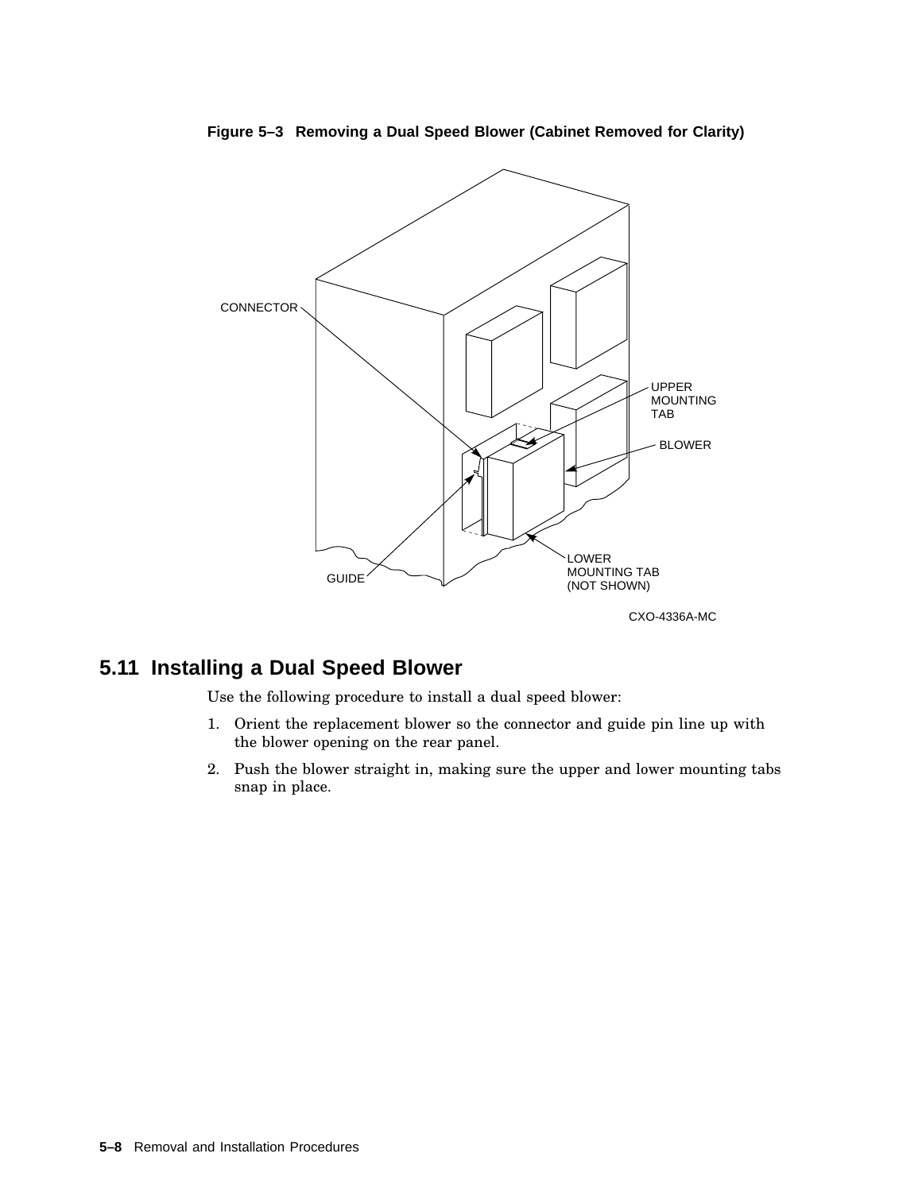**Figure 5–3 Removing a Dual Speed Blower (Cabinet Removed for Clarity)**

CXO-4336A-MC

## 5.11 Installing a Dual Speed Blower

Use the following procedure to install a dual speed blower:

1. Orient the replacement blower so the connector and guide pin line up with the blower opening on the rear panel.
2. Push the blower straight in, making sure the upper and lower mounting tabs snap in place.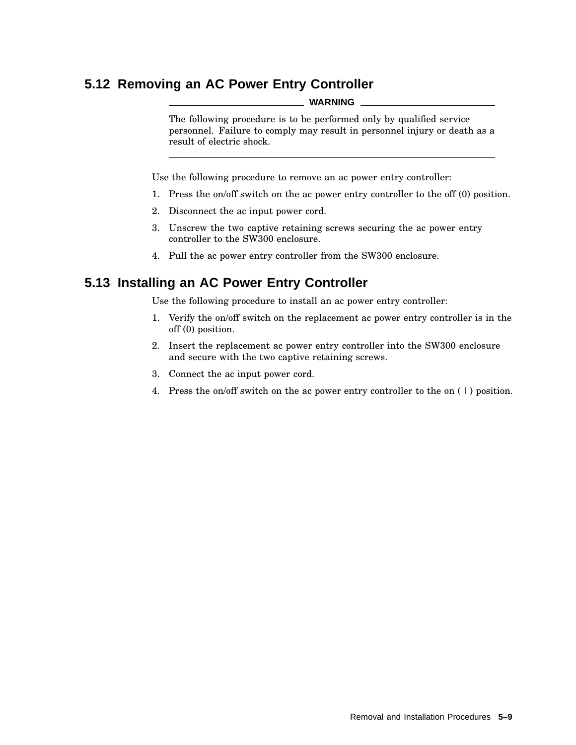## 5.12 Removing an AC Power Entry Controller

**WARNING**

The following procedure is to be performed only by qualified service personnel. Failure to comply may result in personnel injury or death as a result of electric shock.

Use the following procedure to remove an ac power entry controller:

1. Press the on/off switch on the ac power entry controller to the off (0) position.
2. Disconnect the ac input power cord.
3. Unscrew the two captive retaining screws securing the ac power entry controller to the SW300 enclosure.
4. Pull the ac power entry controller from the SW300 enclosure.

## 5.13 Installing an AC Power Entry Controller

Use the following procedure to install an ac power entry controller:

1. Verify the on/off switch on the replacement ac power entry controller is in the off (0) position.
2. Insert the replacement ac power entry controller into the SW300 enclosure and secure with the two captive retaining screws.
3. Connect the ac input power cord.
4. Press the on/off switch on the ac power entry controller to the on ( | ) position.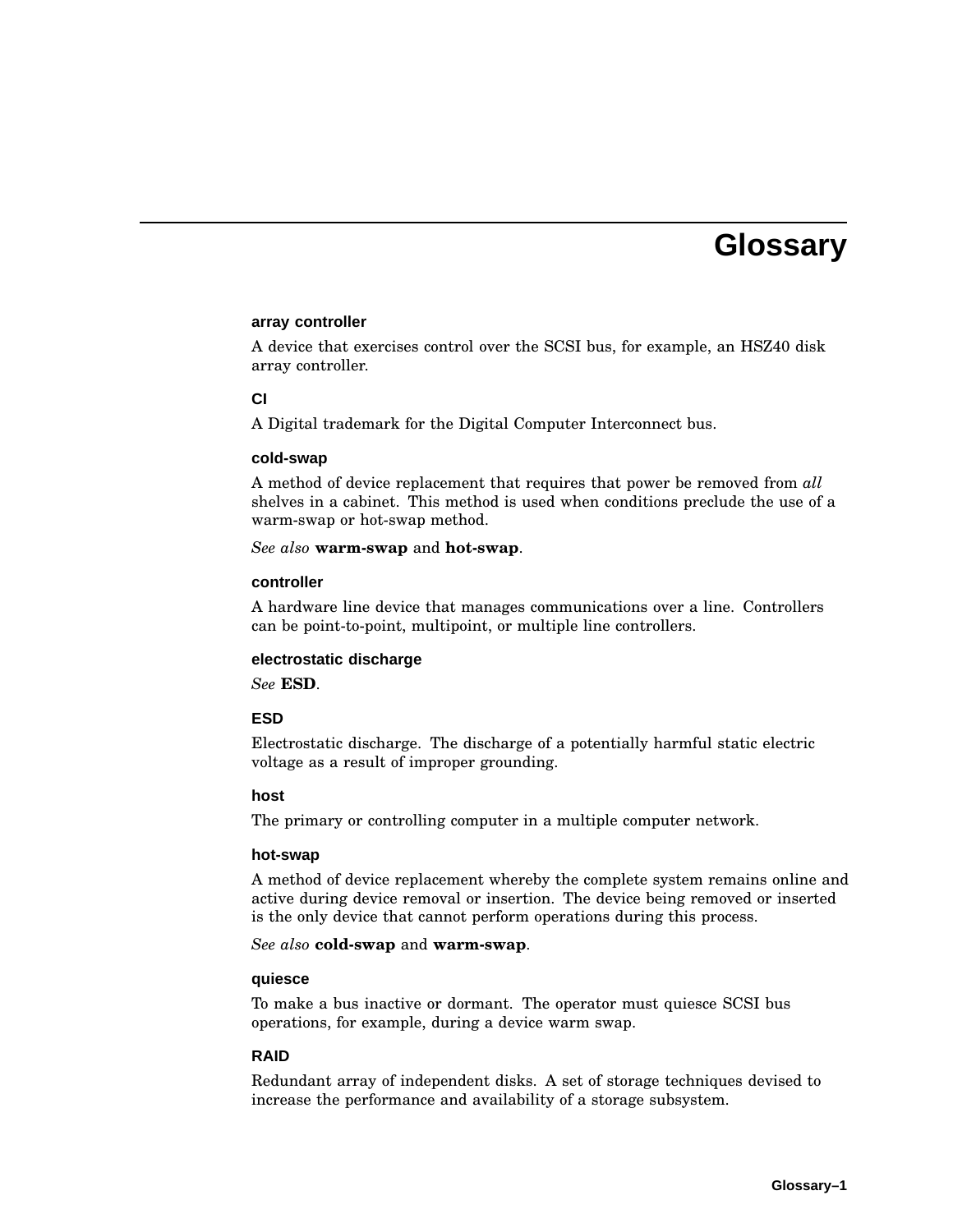# Glossary

### array controller

A device that exercises control over the SCSI bus, for example, an HSZ40 disk array controller.

### CI

A Digital trademark for the Digital Computer Interconnect bus.

### cold-swap

A method of device replacement that requires that power be removed from *all* shelves in a cabinet. This method is used when conditions preclude the use of a warm-swap or hot-swap method.

*See also* **warm-swap** and **hot-swap**.

### controller

A hardware line device that manages communications over a line. Controllers can be point-to-point, multipoint, or multiple line controllers.

### electrostatic discharge

*See* **ESD**.

### ESD

Electrostatic discharge. The discharge of a potentially harmful static electric voltage as a result of improper grounding.

### host

The primary or controlling computer in a multiple computer network.

### hot-swap

A method of device replacement whereby the complete system remains online and active during device removal or insertion. The device being removed or inserted is the only device that cannot perform operations during this process.

*See also* **cold-swap** and **warm-swap**.

### quiesce

To make a bus inactive or dormant. The operator must quiesce SCSI bus operations, for example, during a device warm swap.

### RAID

Redundant array of independent disks. A set of storage techniques devised to increase the performance and availability of a storage subsystem.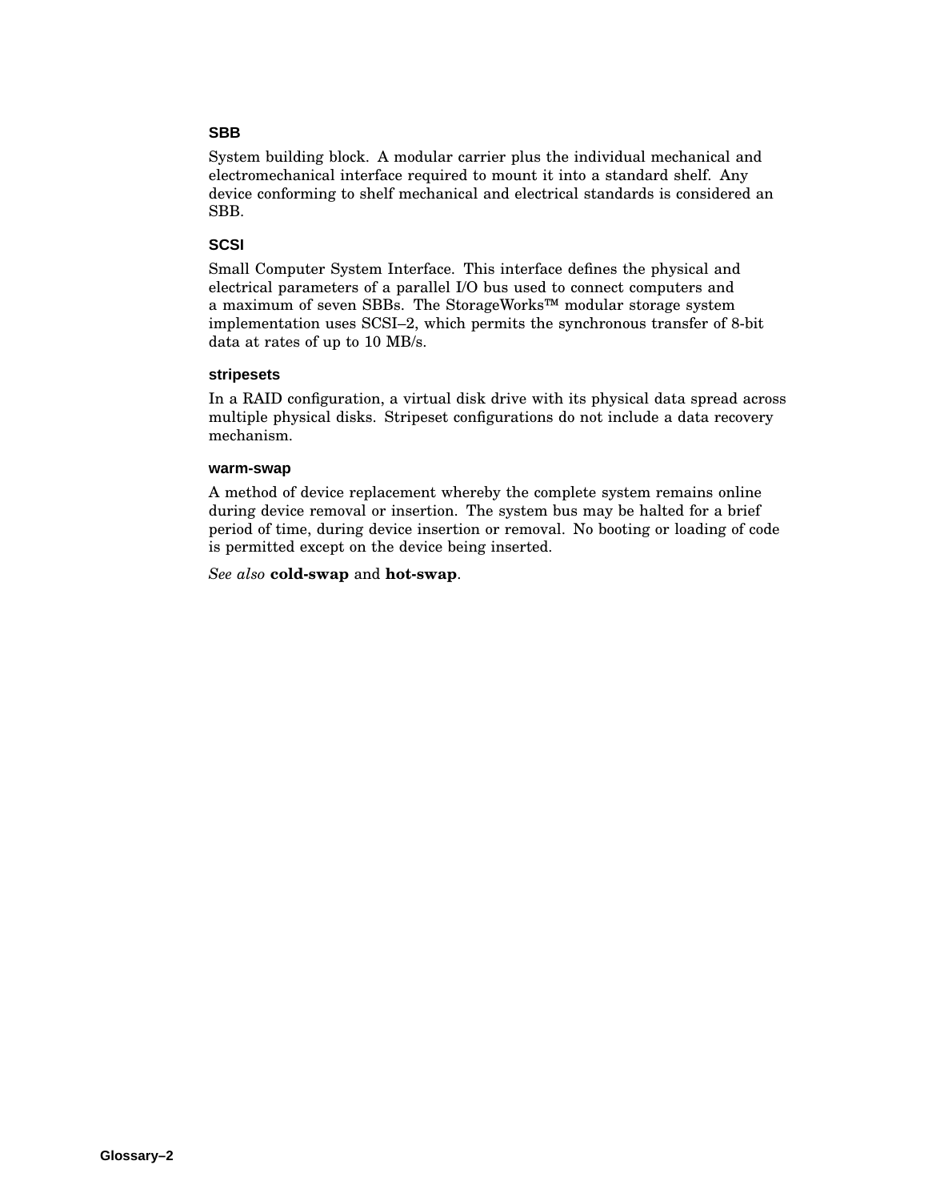### SBB

System building block. A modular carrier plus the individual mechanical and electromechanical interface required to mount it into a standard shelf. Any device conforming to shelf mechanical and electrical standards is considered an SBB.

### SCSI

Small Computer System Interface. This interface defines the physical and electrical parameters of a parallel I/O bus used to connect computers and a maximum of seven SBBs. The StorageWorks™ modular storage system implementation uses SCSI–2, which permits the synchronous transfer of 8-bit data at rates of up to 10 MB/s.

### stripesets

In a RAID configuration, a virtual disk drive with its physical data spread across multiple physical disks. Stripeset configurations do not include a data recovery mechanism.

### warm-swap

A method of device replacement whereby the complete system remains online during device removal or insertion. The system bus may be halted for a brief period of time, during device insertion or removal. No booting or loading of code is permitted except on the device being inserted.

*See also* **cold-swap** and **hot-swap**.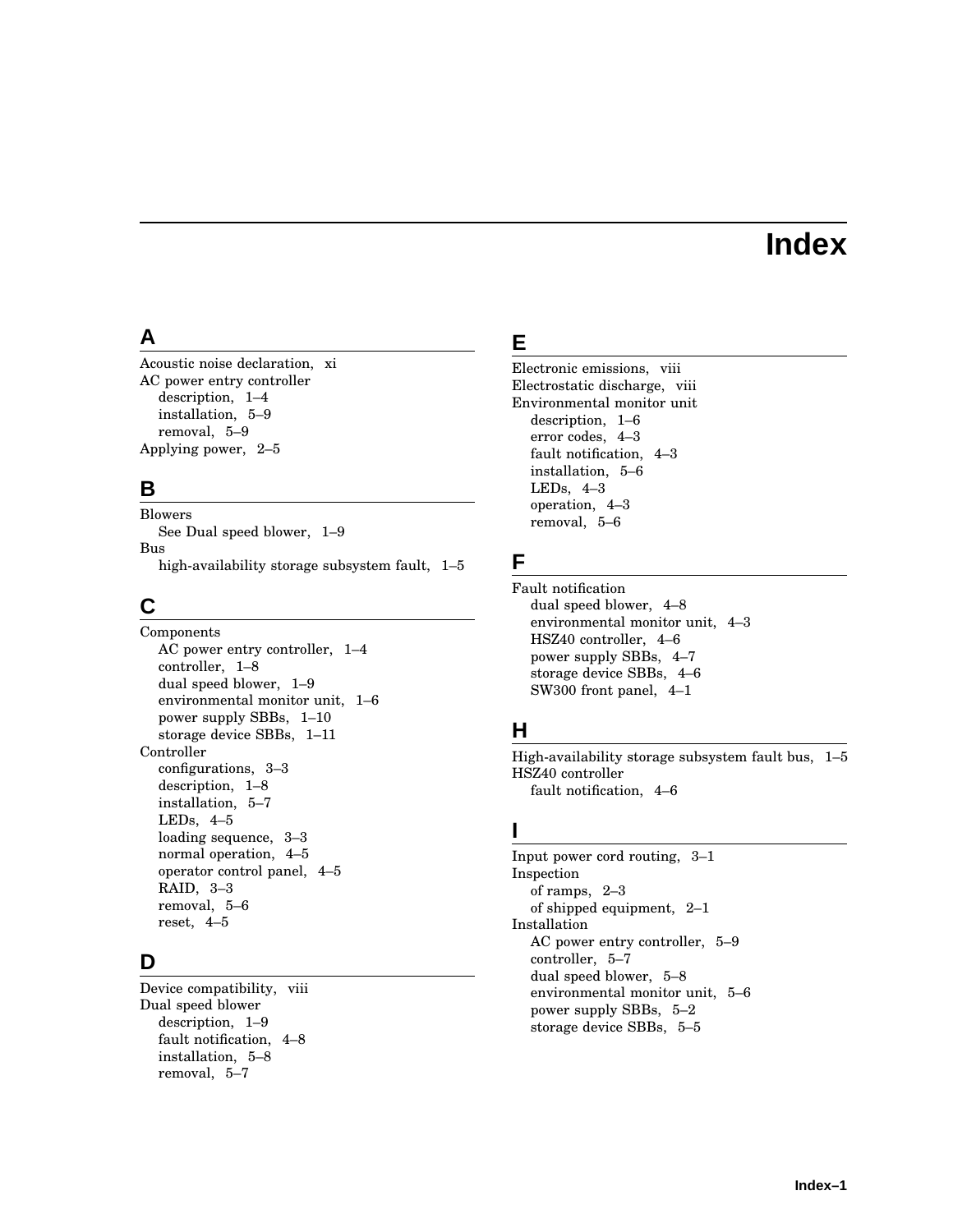# Index

## A

Acoustic noise declaration, xi
AC power entry controller
- description, 1–4
- installation, 5–9
- removal, 5–9

Applying power, 2–5

## B

Blowers
- See Dual speed blower, 1–9

Bus
- high-availability storage subsystem fault, 1–5

## C

Components
- AC power entry controller, 1–4
- controller, 1–8
- dual speed blower, 1–9
- environmental monitor unit, 1–6
- power supply SBBs, 1–10
- storage device SBBs, 1–11

Controller
- configurations, 3–3
- description, 1–8
- installation, 5–7
- LEDs, 4–5
- loading sequence, 3–3
- normal operation, 4–5
- operator control panel, 4–5
- RAID, 3–3
- removal, 5–6
- reset, 4–5

## D

Device compatibility, viii
Dual speed blower
- description, 1–9
- fault notification, 4–8
- installation, 5–8
- removal, 5–7

## E

Electronic emissions, viii
Electrostatic discharge, viii
Environmental monitor unit
- description, 1–6
- error codes, 4–3
- fault notification, 4–3
- installation, 5–6
- LEDs, 4–3
- operation, 4–3
- removal, 5–6

## F

Fault notification
- dual speed blower, 4–8
- environmental monitor unit, 4–3
- HSZ40 controller, 4–6
- power supply SBBs, 4–7
- storage device SBBs, 4–6
- SW300 front panel, 4–1

## H

High-availability storage subsystem fault bus, 1–5
HSZ40 controller
- fault notification, 4–6

## I

Input power cord routing, 3–1
Inspection
- of ramps, 2–3
- of shipped equipment, 2–1

Installation
- AC power entry controller, 5–9
- controller, 5–7
- dual speed blower, 5–8
- environmental monitor unit, 5–6
- power supply SBBs, 5–2
- storage device SBBs, 5–5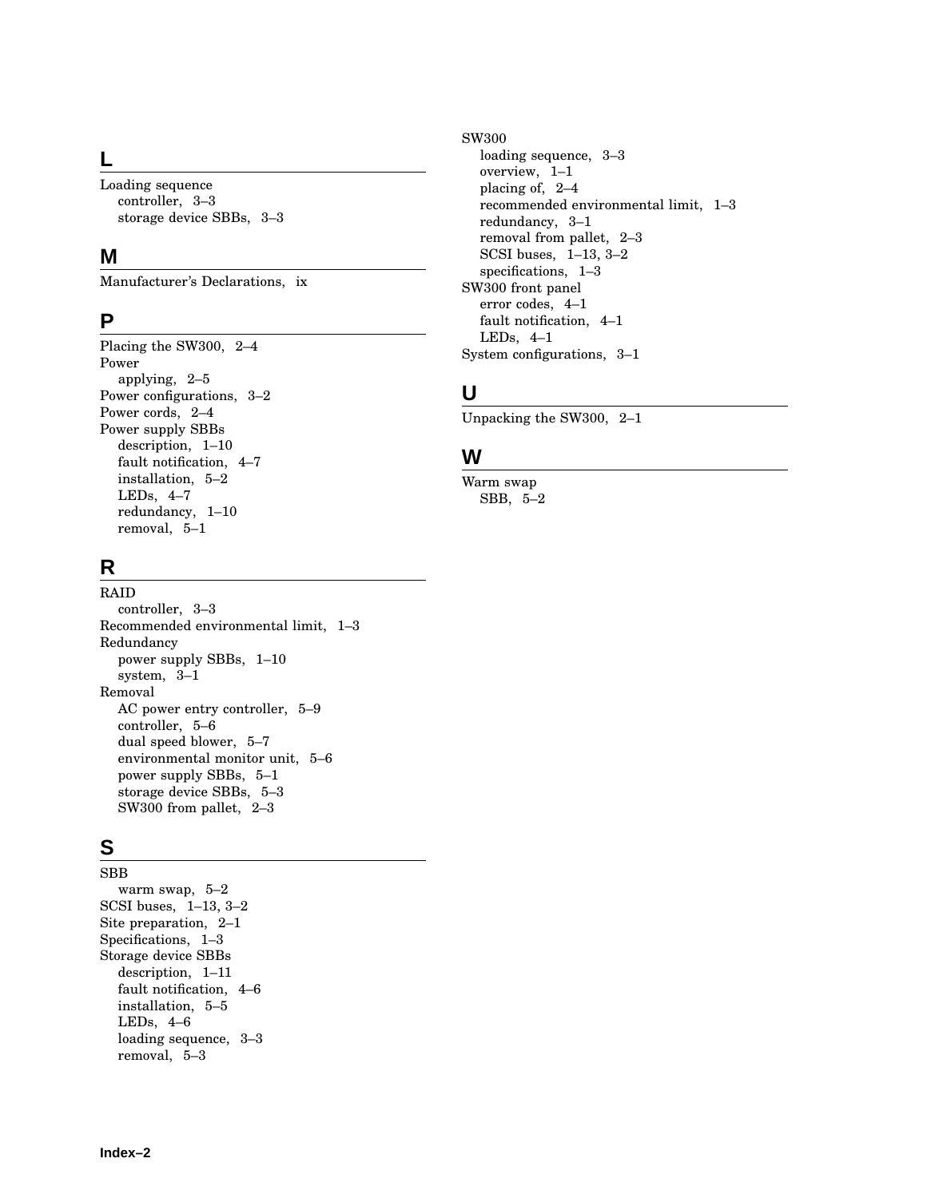## L

Loading sequence
  controller, 3–3
  storage device SBBs, 3–3

## M

Manufacturer's Declarations, ix

## P

Placing the SW300, 2–4
Power
  applying, 2–5
Power configurations, 3–2
Power cords, 2–4
Power supply SBBs
  description, 1–10
  fault notification, 4–7
  installation, 5–2
  LEDs, 4–7
  redundancy, 1–10
  removal, 5–1

## R

RAID
  controller, 3–3
Recommended environmental limit, 1–3
Redundancy
  power supply SBBs, 1–10
  system, 3–1
Removal
  AC power entry controller, 5–9
  controller, 5–6
  dual speed blower, 5–7
  environmental monitor unit, 5–6
  power supply SBBs, 5–1
  storage device SBBs, 5–3
  SW300 from pallet, 2–3

## S

SBB
  warm swap, 5–2
SCSI buses, 1–13, 3–2
Site preparation, 2–1
Specifications, 1–3
Storage device SBBs
  description, 1–11
  fault notification, 4–6
  installation, 5–5
  LEDs, 4–6
  loading sequence, 3–3
  removal, 5–3
SW300
  loading sequence, 3–3
  overview, 1–1
  placing of, 2–4
  recommended environmental limit, 1–3
  redundancy, 3–1
  removal from pallet, 2–3
  SCSI buses, 1–13, 3–2
  specifications, 1–3
SW300 front panel
  error codes, 4–1
  fault notification, 4–1
  LEDs, 4–1
System configurations, 3–1

## U

Unpacking the SW300, 2–1

## W

Warm swap
  SBB, 5–2